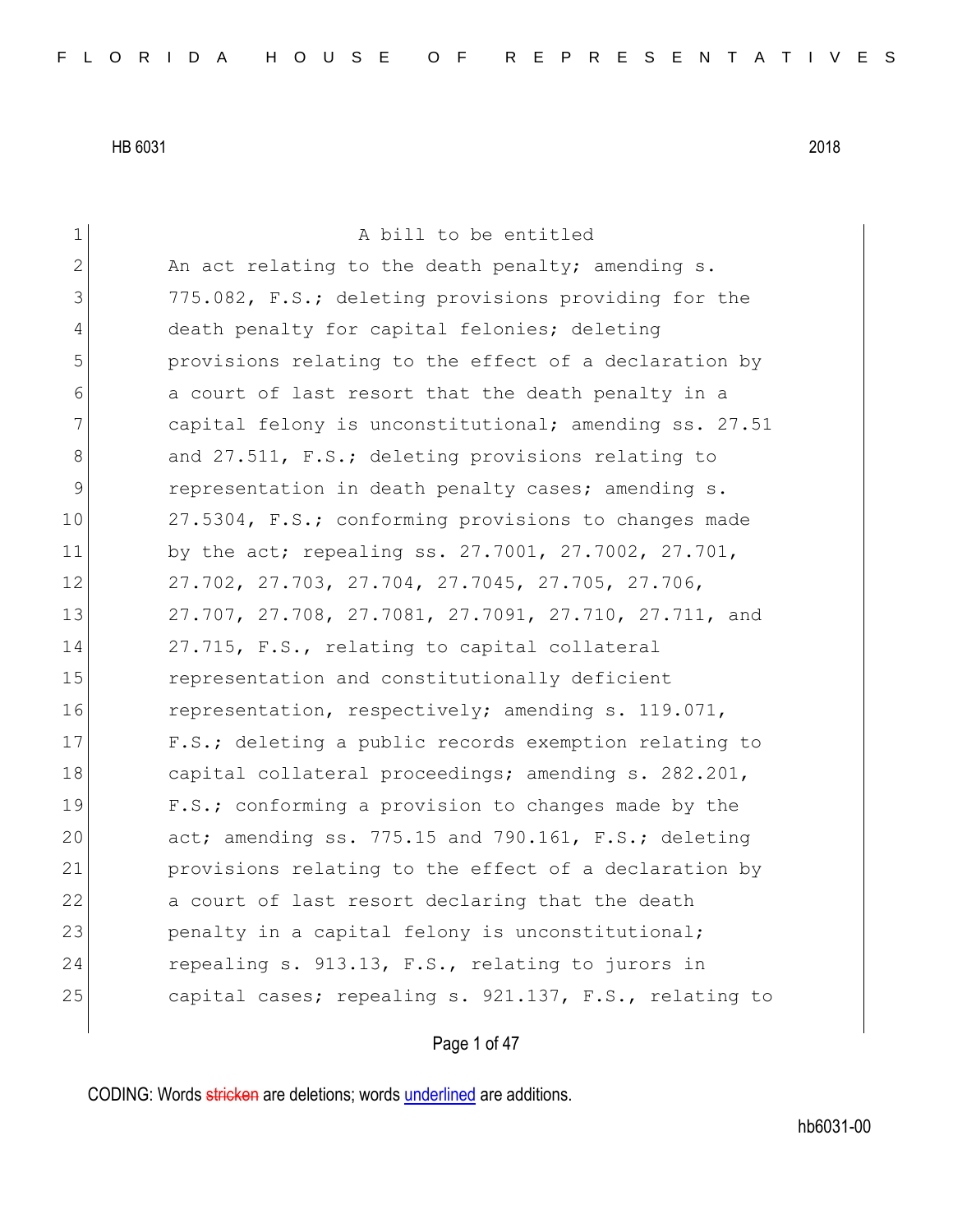HB 6031 2018

A bill to be entitled

An act relating to the death penalty; amending s. 775.082, F.S.; deleting provisions providing for the death penalty for capital felonies; deleting provisions relating to the effect of a declaration by a court of last resort that the death penalty in a capital felony is unconstitutional; amending ss. 27.51 and 27.511, F.S.; deleting provisions relating to representation in death penalty cases; amending s. 27.5304, F.S.; conforming provisions to changes made by the act; repealing ss. 27.7001, 27.7002, 27.701, 27.702, 27.703, 27.704, 27.7045, 27.705, 27.706, 27.707, 27.708, 27.7081, 27.7091, 27.710, 27.711, and 27.715, F.S., relating to capital collateral representation and constitutionally deficient representation, respectively; amending s. 119.071, F.S.; deleting a public records exemption relating to capital collateral proceedings; amending s. 282.201, F.S.; conforming a provision to changes made by the act; amending ss. 775.15 and 790.161, F.S.; deleting provisions relating to the effect of a declaration by a court of last resort declaring that the death penalty in a capital felony is unconstitutional; repealing s. 913.13, F.S., relating to jurors in capital cases; repealing s. 921.137, F.S., relating to

CODING: Words ~~stricken~~ are deletions; words <u>underlined</u> are additions.

hb6031-00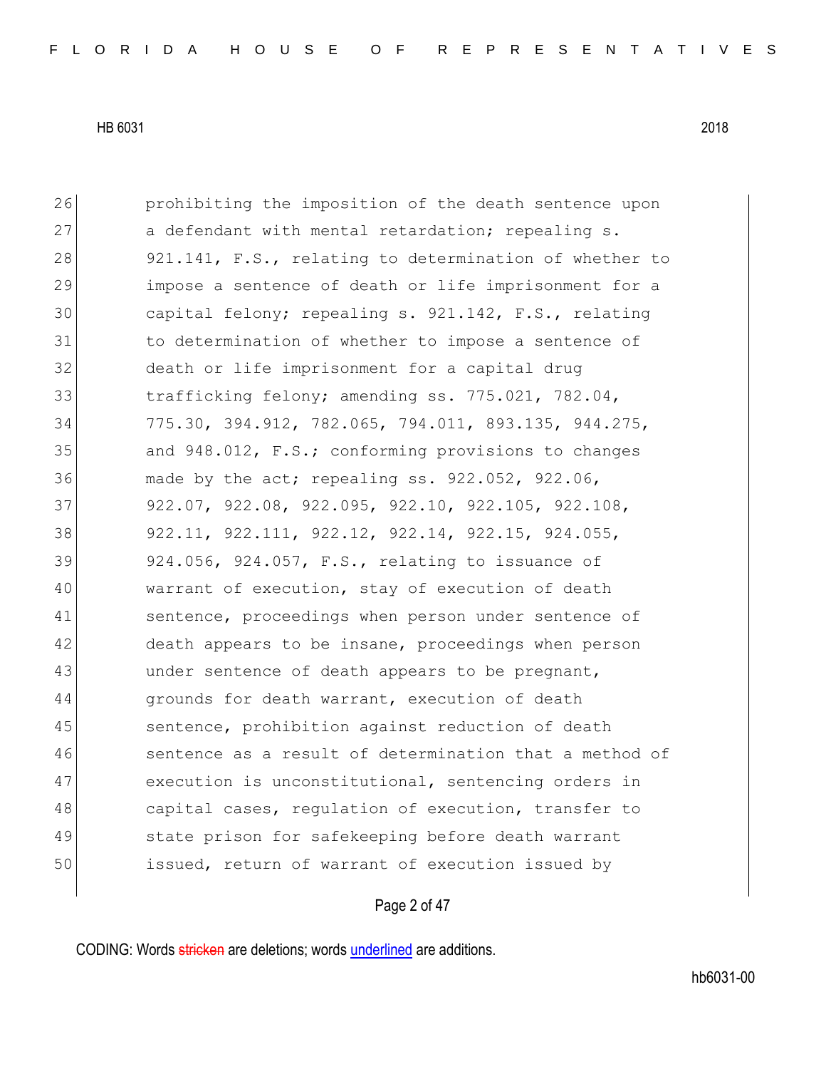26 prohibiting the imposition of the death sentence upon
27 a defendant with mental retardation; repealing s.
28 921.141, F.S., relating to determination of whether to
29 impose a sentence of death or life imprisonment for a
30 capital felony; repealing s. 921.142, F.S., relating
31 to determination of whether to impose a sentence of
32 death or life imprisonment for a capital drug
33 trafficking felony; amending ss. 775.021, 782.04,
34 775.30, 394.912, 782.065, 794.011, 893.135, 944.275,
35 and 948.012, F.S.; conforming provisions to changes
36 made by the act; repealing ss. 922.052, 922.06,
37 922.07, 922.08, 922.095, 922.10, 922.105, 922.108,
38 922.11, 922.111, 922.12, 922.14, 922.15, 924.055,
39 924.056, 924.057, F.S., relating to issuance of
40 warrant of execution, stay of execution of death
41 sentence, proceedings when person under sentence of
42 death appears to be insane, proceedings when person
43 under sentence of death appears to be pregnant,
44 grounds for death warrant, execution of death
45 sentence, prohibition against reduction of death
46 sentence as a result of determination that a method of
47 execution is unconstitutional, sentencing orders in
48 capital cases, regulation of execution, transfer to
49 state prison for safekeeping before death warrant
50 issued, return of warrant of execution issued by

CODING: Words stricken are deletions; words underlined are additions.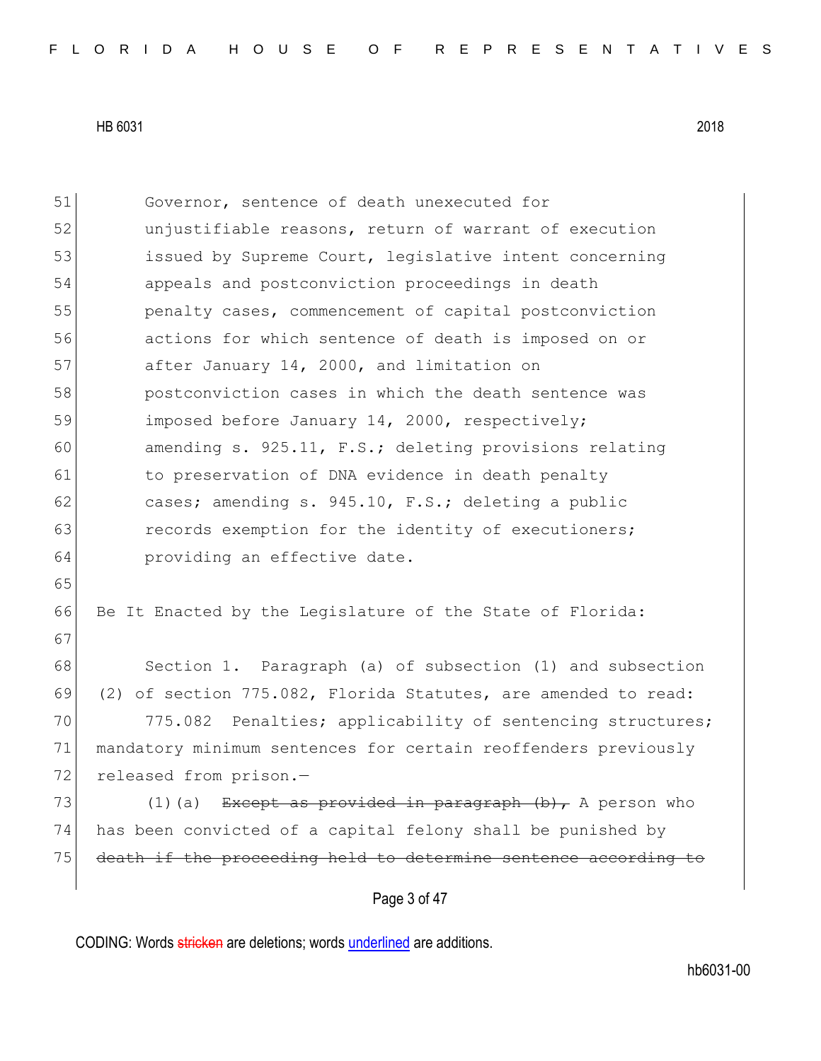Governor, sentence of death unexecuted for unjustifiable reasons, return of warrant of execution issued by Supreme Court, legislative intent concerning appeals and postconviction proceedings in death penalty cases, commencement of capital postconviction actions for which sentence of death is imposed on or after January 14, 2000, and limitation on postconviction cases in which the death sentence was imposed before January 14, 2000, respectively; amending s. 925.11, F.S.; deleting provisions relating to preservation of DNA evidence in death penalty cases; amending s. 945.10, F.S.; deleting a public records exemption for the identity of executioners; providing an effective date.

Be It Enacted by the Legislature of the State of Florida:

Section 1. Paragraph (a) of subsection (1) and subsection (2) of section 775.082, Florida Statutes, are amended to read:

775.082 Penalties; applicability of sentencing structures; mandatory minimum sentences for certain reoffenders previously released from prison.—

(1)(a) ~~Except as provided in paragraph (b),~~ A person who has been convicted of a capital felony shall be punished by ~~death if the proceeding held to determine sentence according to~~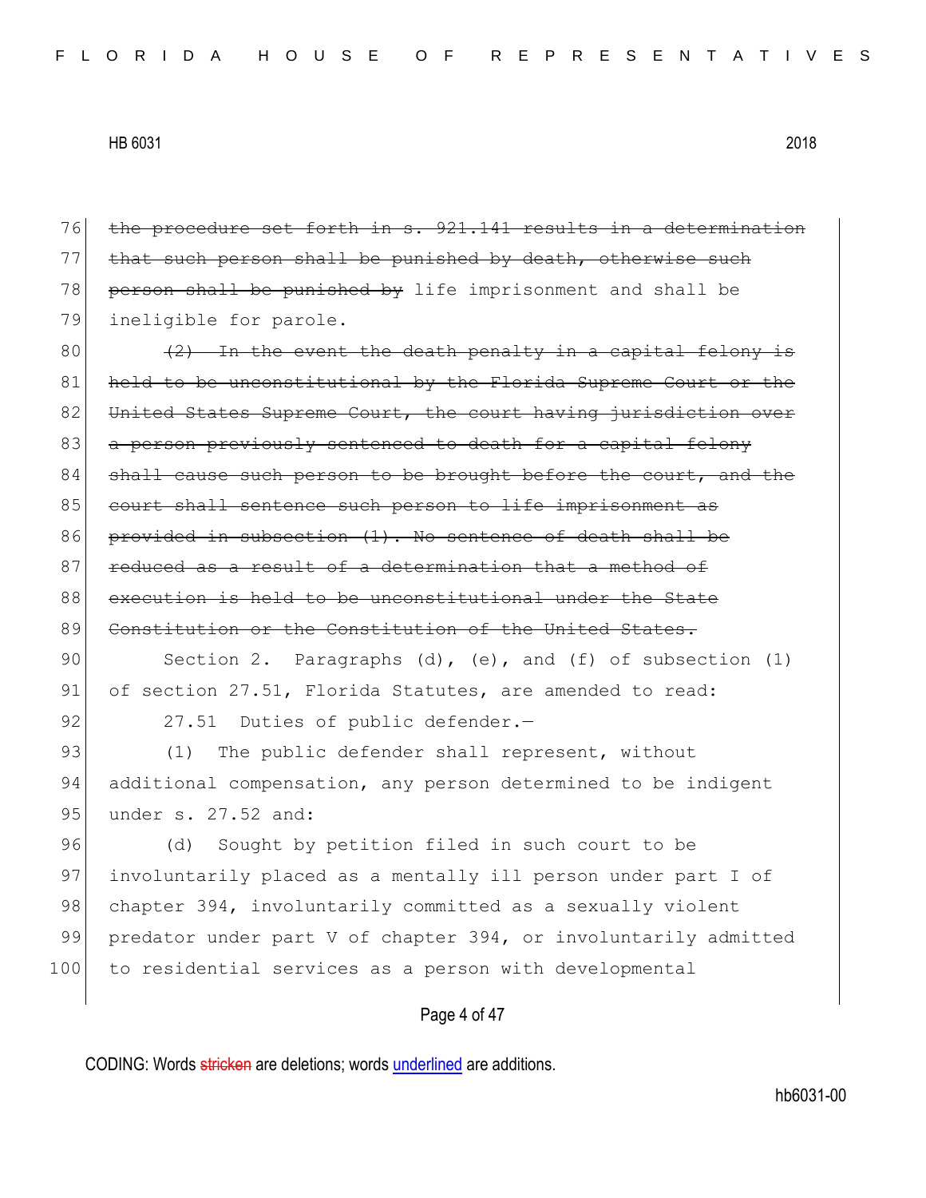~~the procedure set forth in s. 921.141 results in a determination that such person shall be punished by death, otherwise such person shall be punished by~~ life imprisonment and shall be ineligible for parole.

~~(2) In the event the death penalty in a capital felony is held to be unconstitutional by the Florida Supreme Court or the United States Supreme Court, the court having jurisdiction over a person previously sentenced to death for a capital felony shall cause such person to be brought before the court, and the court shall sentence such person to life imprisonment as provided in subsection (1). No sentence of death shall be reduced as a result of a determination that a method of execution is held to be unconstitutional under the State Constitution or the Constitution of the United States.~~

Section 2. Paragraphs (d), (e), and (f) of subsection (1) of section 27.51, Florida Statutes, are amended to read:

27.51 Duties of public defender.—

(1) The public defender shall represent, without additional compensation, any person determined to be indigent under s. 27.52 and:

(d) Sought by petition filed in such court to be involuntarily placed as a mentally ill person under part I of chapter 394, involuntarily committed as a sexually violent predator under part V of chapter 394, or involuntarily admitted to residential services as a person with developmental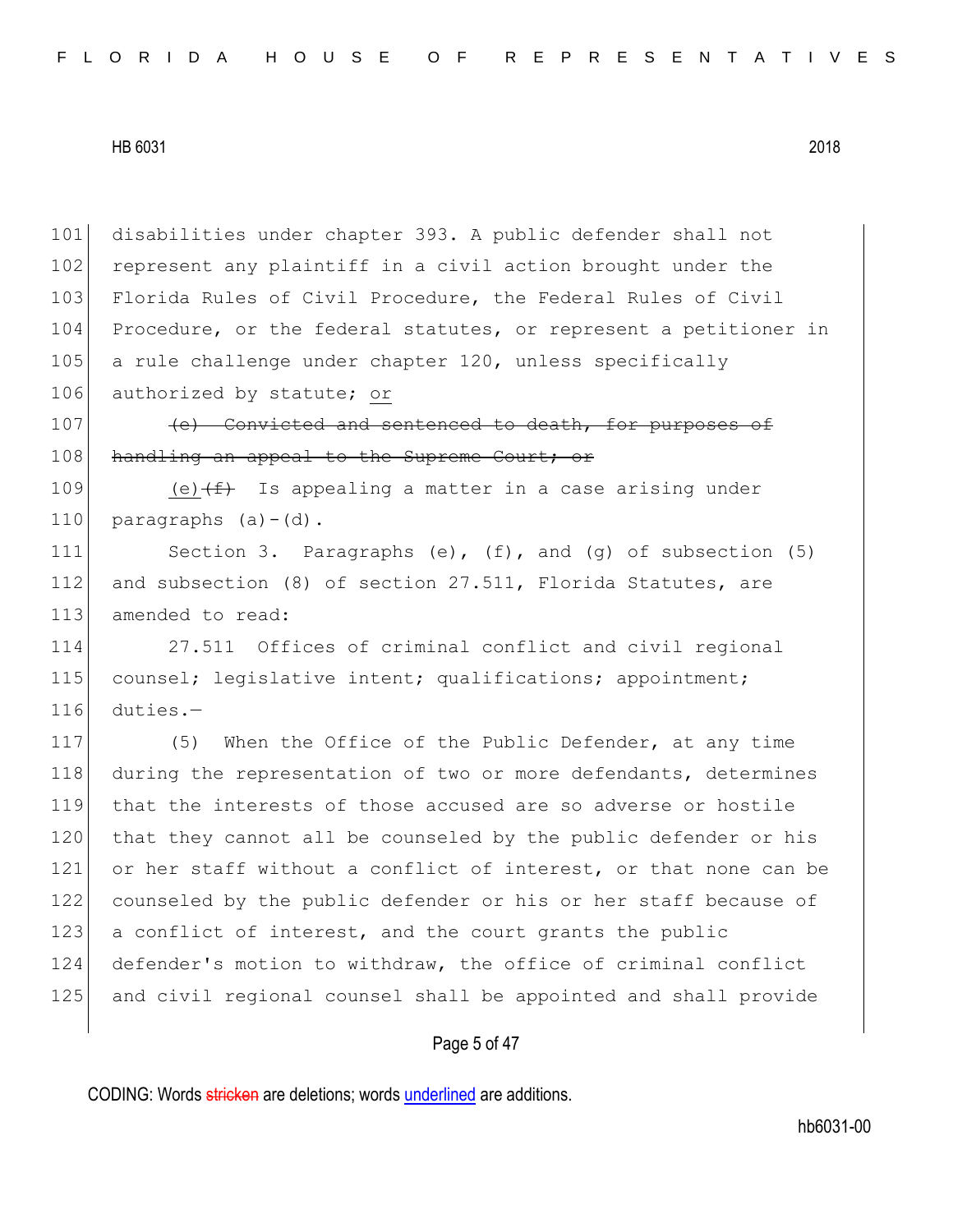101 disabilities under chapter 393. A public defender shall not
102 represent any plaintiff in a civil action brought under the
103 Florida Rules of Civil Procedure, the Federal Rules of Civil
104 Procedure, or the federal statutes, or represent a petitioner in
105 a rule challenge under chapter 120, unless specifically
106 authorized by statute; <u>or</u>

107 ~~(e) Convicted and sentenced to death, for purposes of~~
108 ~~handling an appeal to the Supreme Court; or~~

109 <u>(e)</u>~~(f)~~ Is appealing a matter in a case arising under
110 paragraphs (a)-(d).

111 Section 3. Paragraphs (e), (f), and (g) of subsection (5)
112 and subsection (8) of section 27.511, Florida Statutes, are
113 amended to read:

114 27.511 Offices of criminal conflict and civil regional
115 counsel; legislative intent; qualifications; appointment;
116 duties.—

117 (5) When the Office of the Public Defender, at any time
118 during the representation of two or more defendants, determines
119 that the interests of those accused are so adverse or hostile
120 that they cannot all be counseled by the public defender or his
121 or her staff without a conflict of interest, or that none can be
122 counseled by the public defender or his or her staff because of
123 a conflict of interest, and the court grants the public
124 defender's motion to withdraw, the office of criminal conflict
125 and civil regional counsel shall be appointed and shall provide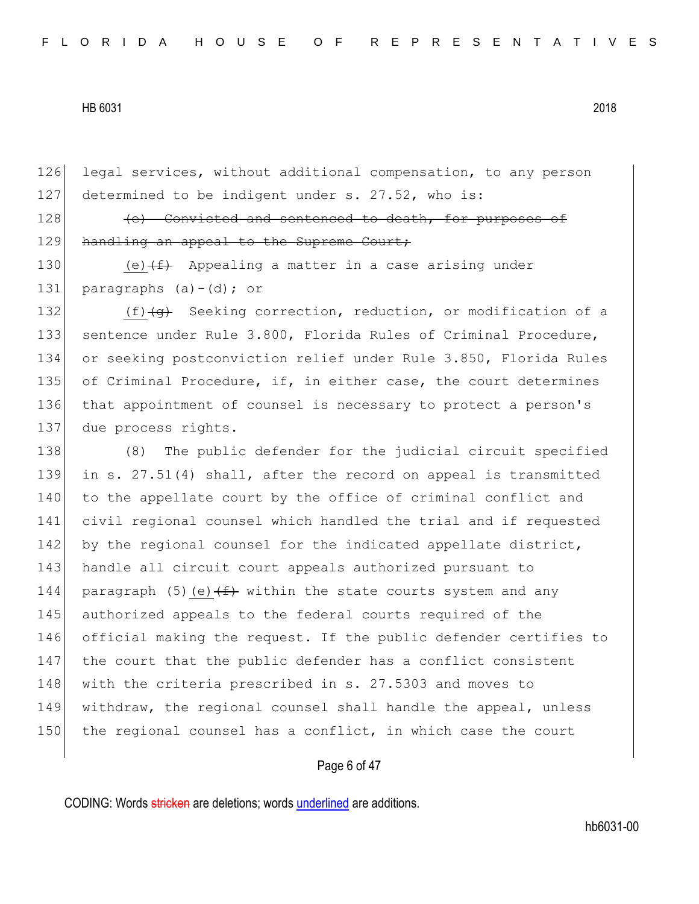legal services, without additional compensation, to any person determined to be indigent under s. 27.52, who is:

~~(e) Convicted and sentenced to death, for purposes of handling an appeal to the Supreme Court;~~

<u>(e)</u>~~(f)~~ Appealing a matter in a case arising under paragraphs (a)-(d); or

<u>(f)</u>~~(g)~~ Seeking correction, reduction, or modification of a sentence under Rule 3.800, Florida Rules of Criminal Procedure, or seeking postconviction relief under Rule 3.850, Florida Rules of Criminal Procedure, if, in either case, the court determines that appointment of counsel is necessary to protect a person's due process rights.

(8) The public defender for the judicial circuit specified in s. 27.51(4) shall, after the record on appeal is transmitted to the appellate court by the office of criminal conflict and civil regional counsel which handled the trial and if requested by the regional counsel for the indicated appellate district, handle all circuit court appeals authorized pursuant to paragraph (5)<u>(e)</u>~~(f)~~ within the state courts system and any authorized appeals to the federal courts required of the official making the request. If the public defender certifies to the court that the public defender has a conflict consistent with the criteria prescribed in s. 27.5303 and moves to withdraw, the regional counsel shall handle the appeal, unless the regional counsel has a conflict, in which case the court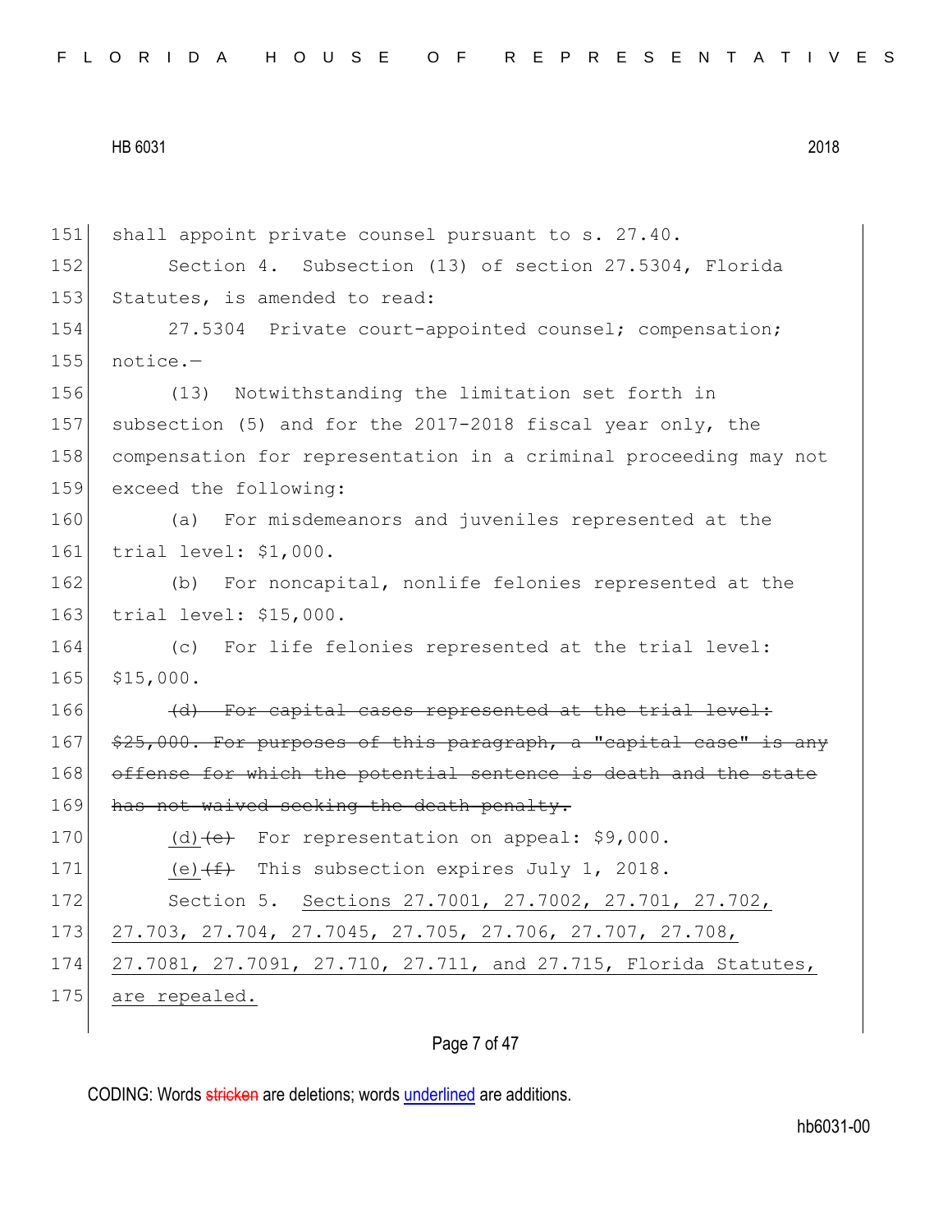shall appoint private counsel pursuant to s. 27.40.

Section 4. Subsection (13) of section 27.5304, Florida Statutes, is amended to read:

27.5304 Private court-appointed counsel; compensation; notice.—

(13) Notwithstanding the limitation set forth in subsection (5) and for the 2017-2018 fiscal year only, the compensation for representation in a criminal proceeding may not exceed the following:

(a) For misdemeanors and juveniles represented at the trial level: $1,000.

(b) For noncapital, nonlife felonies represented at the trial level: $15,000.

(c) For life felonies represented at the trial level: $15,000.

~~(d) For capital cases represented at the trial level: $25,000. For purposes of this paragraph, a "capital case" is any offense for which the potential sentence is death and the state has not waived seeking the death penalty.~~

<u>(d)</u>~~(e)~~ For representation on appeal: $9,000.

<u>(e)</u>~~(f)~~ This subsection expires July 1, 2018.

Section 5. <u>Sections 27.7001, 27.7002, 27.701, 27.702, 27.703, 27.704, 27.7045, 27.705, 27.706, 27.707, 27.708, 27.7081, 27.7091, 27.710, 27.711, and 27.715, Florida Statutes, are repealed.</u>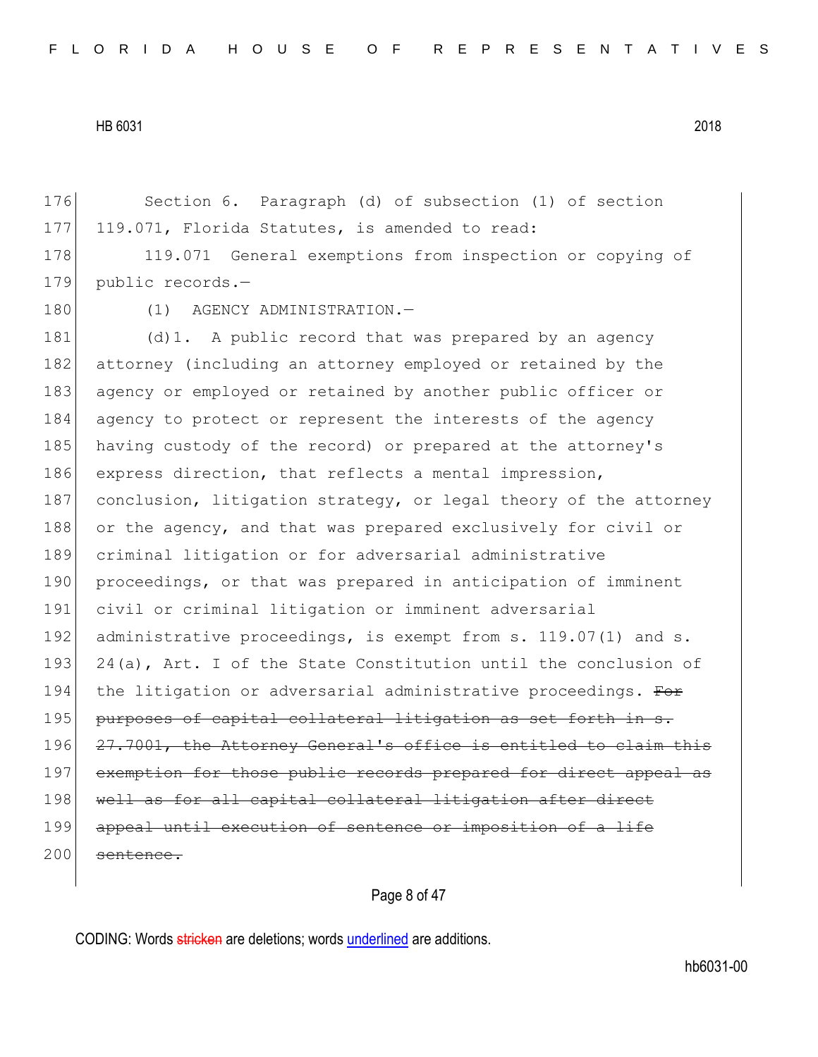Section 6. Paragraph (d) of subsection (1) of section 119.071, Florida Statutes, is amended to read:

119.071 General exemptions from inspection or copying of public records.—

(1) AGENCY ADMINISTRATION.—

(d)1. A public record that was prepared by an agency attorney (including an attorney employed or retained by the agency or employed or retained by another public officer or agency to protect or represent the interests of the agency having custody of the record) or prepared at the attorney's express direction, that reflects a mental impression, conclusion, litigation strategy, or legal theory of the attorney or the agency, and that was prepared exclusively for civil or criminal litigation or for adversarial administrative proceedings, or that was prepared in anticipation of imminent civil or criminal litigation or imminent adversarial administrative proceedings, is exempt from s. 119.07(1) and s. 24(a), Art. I of the State Constitution until the conclusion of the litigation or adversarial administrative proceedings. ~~For purposes of capital collateral litigation as set forth in s. 27.7001, the Attorney General's office is entitled to claim this exemption for those public records prepared for direct appeal as well as for all capital collateral litigation after direct appeal until execution of sentence or imposition of a life sentence.~~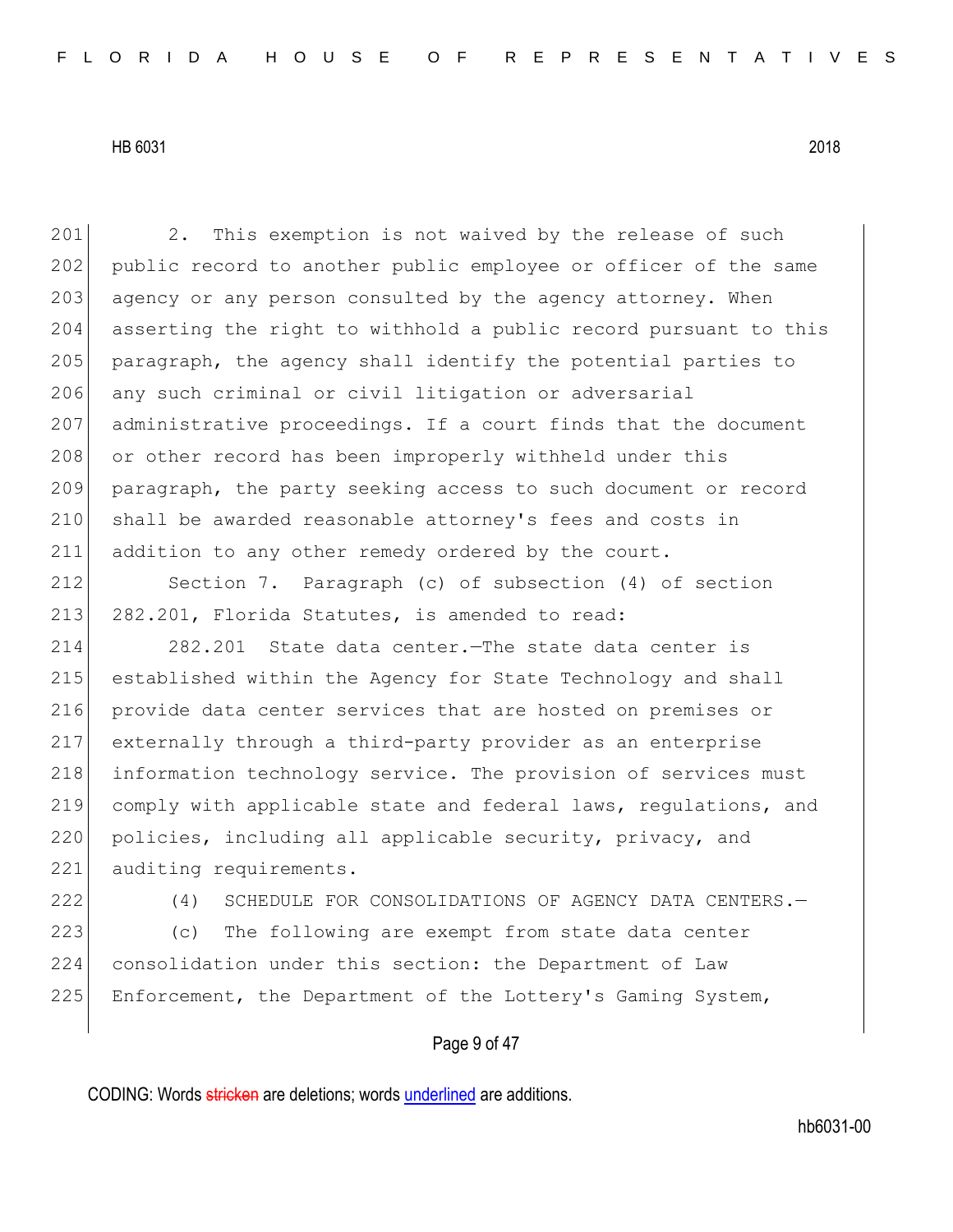2. This exemption is not waived by the release of such public record to another public employee or officer of the same agency or any person consulted by the agency attorney. When asserting the right to withhold a public record pursuant to this paragraph, the agency shall identify the potential parties to any such criminal or civil litigation or adversarial administrative proceedings. If a court finds that the document or other record has been improperly withheld under this paragraph, the party seeking access to such document or record shall be awarded reasonable attorney's fees and costs in addition to any other remedy ordered by the court.

Section 7. Paragraph (c) of subsection (4) of section 282.201, Florida Statutes, is amended to read:

282.201 State data center.—The state data center is established within the Agency for State Technology and shall provide data center services that are hosted on premises or externally through a third-party provider as an enterprise information technology service. The provision of services must comply with applicable state and federal laws, regulations, and policies, including all applicable security, privacy, and auditing requirements.

(4) SCHEDULE FOR CONSOLIDATIONS OF AGENCY DATA CENTERS.—

(c) The following are exempt from state data center consolidation under this section: the Department of Law Enforcement, the Department of the Lottery's Gaming System,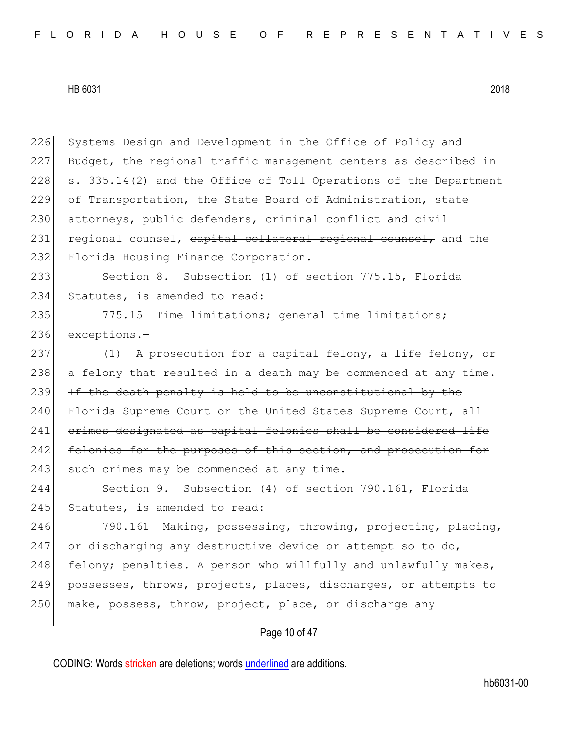Systems Design and Development in the Office of Policy and Budget, the regional traffic management centers as described in s. 335.14(2) and the Office of Toll Operations of the Department of Transportation, the State Board of Administration, state attorneys, public defenders, criminal conflict and civil regional counsel, ~~capital collateral regional counsel,~~ and the Florida Housing Finance Corporation.

Section 8. Subsection (1) of section 775.15, Florida Statutes, is amended to read:

775.15 Time limitations; general time limitations; exceptions.—

(1) A prosecution for a capital felony, a life felony, or a felony that resulted in a death may be commenced at any time. ~~If the death penalty is held to be unconstitutional by the Florida Supreme Court or the United States Supreme Court, all crimes designated as capital felonies shall be considered life felonies for the purposes of this section, and prosecution for such crimes may be commenced at any time.~~

Section 9. Subsection (4) of section 790.161, Florida Statutes, is amended to read:

790.161 Making, possessing, throwing, projecting, placing, or discharging any destructive device or attempt so to do, felony; penalties.—A person who willfully and unlawfully makes, possesses, throws, projects, places, discharges, or attempts to make, possess, throw, project, place, or discharge any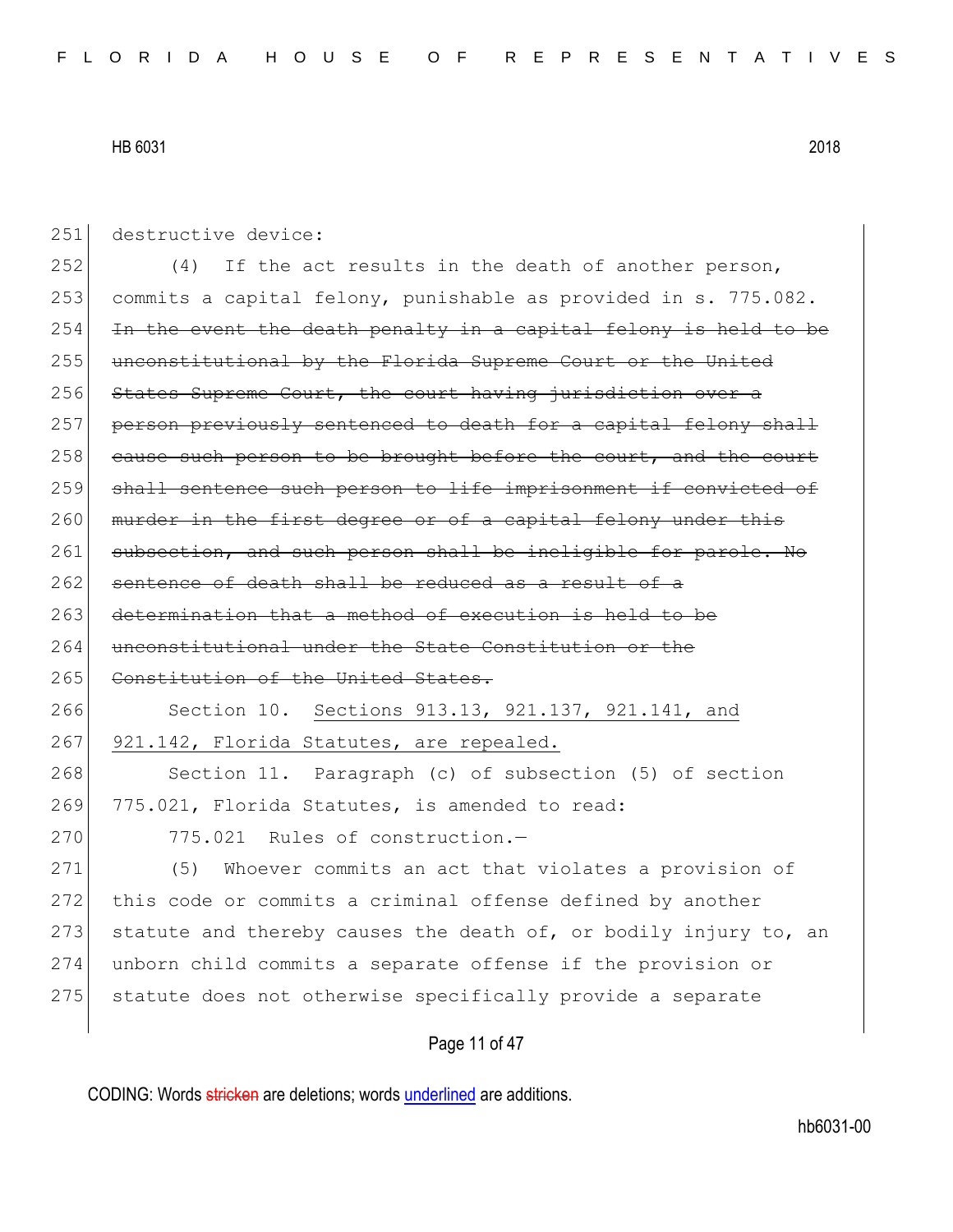251 destructive device:

252 (4) If the act results in the death of another person,
253 commits a capital felony, punishable as provided in s. 775.082.
254 ~~In the event the death penalty in a capital felony is held to be~~
255 ~~unconstitutional by the Florida Supreme Court or the United~~
256 ~~States Supreme Court, the court having jurisdiction over a~~
257 ~~person previously sentenced to death for a capital felony shall~~
258 ~~cause such person to be brought before the court, and the court~~
259 ~~shall sentence such person to life imprisonment if convicted of~~
260 ~~murder in the first degree or of a capital felony under this~~
261 ~~subsection, and such person shall be ineligible for parole. No~~
262 ~~sentence of death shall be reduced as a result of a~~
263 ~~determination that a method of execution is held to be~~
264 ~~unconstitutional under the State Constitution or the~~
265 ~~Constitution of the United States.~~

266 Section 10. <u>Sections 913.13, 921.137, 921.141, and</u>
267 <u>921.142, Florida Statutes, are repealed.</u>

268 Section 11. Paragraph (c) of subsection (5) of section
269 775.021, Florida Statutes, is amended to read:

270 775.021 Rules of construction.—

271 (5) Whoever commits an act that violates a provision of
272 this code or commits a criminal offense defined by another
273 statute and thereby causes the death of, or bodily injury to, an
274 unborn child commits a separate offense if the provision or
275 statute does not otherwise specifically provide a separate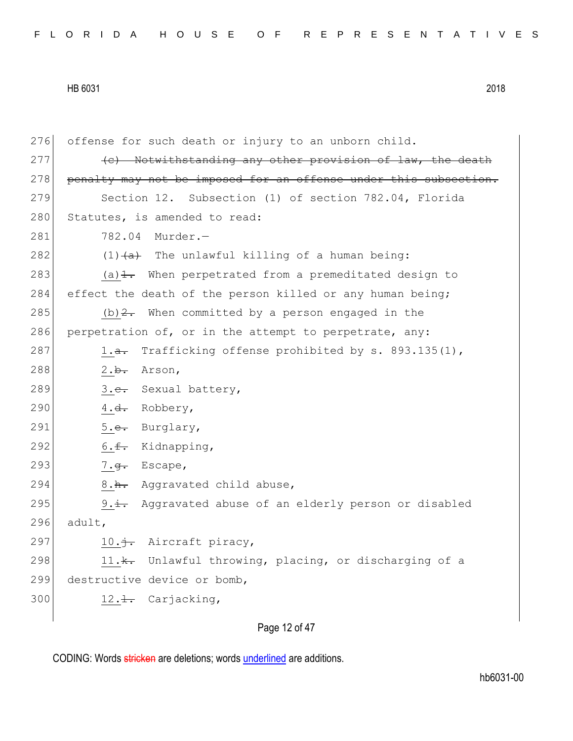276 offense for such death or injury to an unborn child.

277 ~~(c) Notwithstanding any other provision of law, the death~~
278 ~~penalty may not be imposed for an offense under this subsection.~~

279 Section 12. Subsection (1) of section 782.04, Florida
280 Statutes, is amended to read:

281 782.04 Murder.—

282 (1)~~(a)~~ The unlawful killing of a human being:

283 <u>(a)</u>~~1.~~ When perpetrated from a premeditated design to
284 effect the death of the person killed or any human being;

285 <u>(b)</u>~~2.~~ When committed by a person engaged in the
286 perpetration of, or in the attempt to perpetrate, any:

287 <u>1.</u>~~a.~~ Trafficking offense prohibited by s. 893.135(1),

288 <u>2.</u>~~b.~~ Arson,

289 <u>3.</u>~~c.~~ Sexual battery,

290 <u>4.</u>~~d.~~ Robbery,

291 <u>5.</u>~~e.~~ Burglary,

292 <u>6.</u>~~f.~~ Kidnapping,

293 <u>7.</u>~~g.~~ Escape,

294 <u>8.</u>~~h.~~ Aggravated child abuse,

295 <u>9.</u>~~i.~~ Aggravated abuse of an elderly person or disabled
296 adult,

297 <u>10.</u>~~j.~~ Aircraft piracy,

298 <u>11.</u>~~k.~~ Unlawful throwing, placing, or discharging of a
299 destructive device or bomb,

300 <u>12.</u>~~l.~~ Carjacking,

CODING: Words ~~stricken~~ are deletions; words <u>underlined</u> are additions.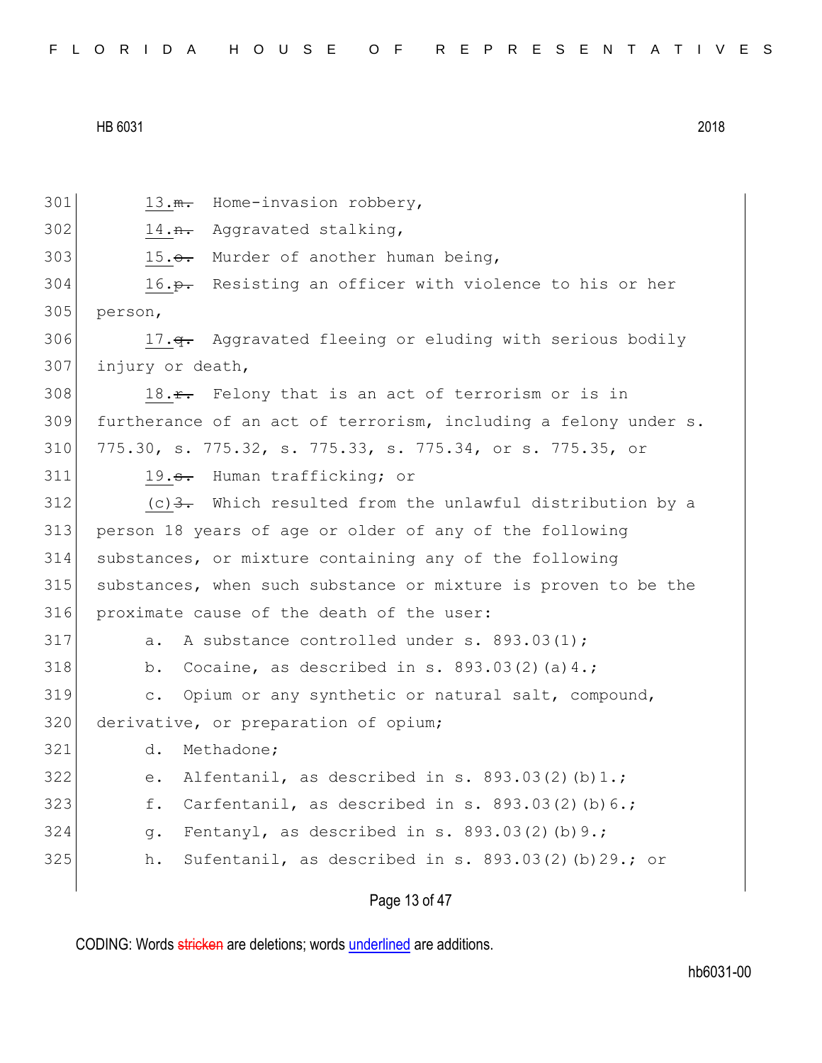301 13.~~m.~~ Home-invasion robbery,

302 14.~~n.~~ Aggravated stalking,

303 15.~~o.~~ Murder of another human being,

304 16.~~p.~~ Resisting an officer with violence to his or her

305 person,

306 17.~~q.~~ Aggravated fleeing or eluding with serious bodily

307 injury or death,

308 18.~~r.~~ Felony that is an act of terrorism or is in

309 furtherance of an act of terrorism, including a felony under s.

310 775.30, s. 775.32, s. 775.33, s. 775.34, or s. 775.35, or

311 19.~~s.~~ Human trafficking; or

312 (c)~~3.~~ Which resulted from the unlawful distribution by a

313 person 18 years of age or older of any of the following

314 substances, or mixture containing any of the following

315 substances, when such substance or mixture is proven to be the

316 proximate cause of the death of the user:

317 a. A substance controlled under s. 893.03(1);

318 b. Cocaine, as described in s. 893.03(2)(a)4.;

319 c. Opium or any synthetic or natural salt, compound,

320 derivative, or preparation of opium;

321 d. Methadone;

322 e. Alfentanil, as described in s. 893.03(2)(b)1.;

323 f. Carfentanil, as described in s. 893.03(2)(b)6.;

324 g. Fentanyl, as described in s. 893.03(2)(b)9.;

325 h. Sufentanil, as described in s. 893.03(2)(b)29.; or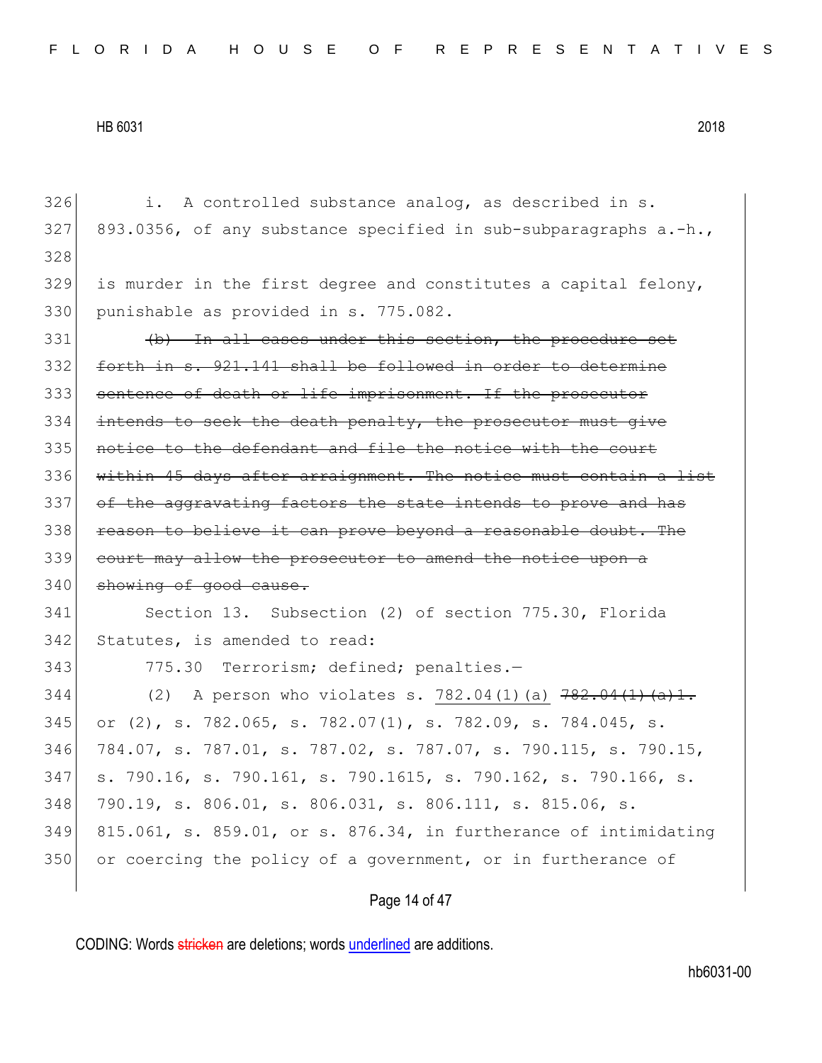326 i. A controlled substance analog, as described in s.
327 893.0356, of any substance specified in sub-subparagraphs a.-h.,
328
329 is murder in the first degree and constitutes a capital felony,
330 punishable as provided in s. 775.082.

331 ~~(b) In all cases under this section, the procedure set~~
332 ~~forth in s. 921.141 shall be followed in order to determine~~
333 ~~sentence of death or life imprisonment. If the prosecutor~~
334 ~~intends to seek the death penalty, the prosecutor must give~~
335 ~~notice to the defendant and file the notice with the court~~
336 ~~within 45 days after arraignment. The notice must contain a list~~
337 ~~of the aggravating factors the state intends to prove and has~~
338 ~~reason to believe it can prove beyond a reasonable doubt. The~~
339 ~~court may allow the prosecutor to amend the notice upon a~~
340 ~~showing of good cause.~~

341 Section 13. Subsection (2) of section 775.30, Florida
342 Statutes, is amended to read:

343 775.30 Terrorism; defined; penalties.—

344 (2) A person who violates s. <u>782.04(1)(a)</u> ~~782.04(1)(a)1.~~
345 or (2), s. 782.065, s. 782.07(1), s. 782.09, s. 784.045, s.
346 784.07, s. 787.01, s. 787.02, s. 787.07, s. 790.115, s. 790.15,
347 s. 790.16, s. 790.161, s. 790.1615, s. 790.162, s. 790.166, s.
348 790.19, s. 806.01, s. 806.031, s. 806.111, s. 815.06, s.
349 815.061, s. 859.01, or s. 876.34, in furtherance of intimidating
350 or coercing the policy of a government, or in furtherance of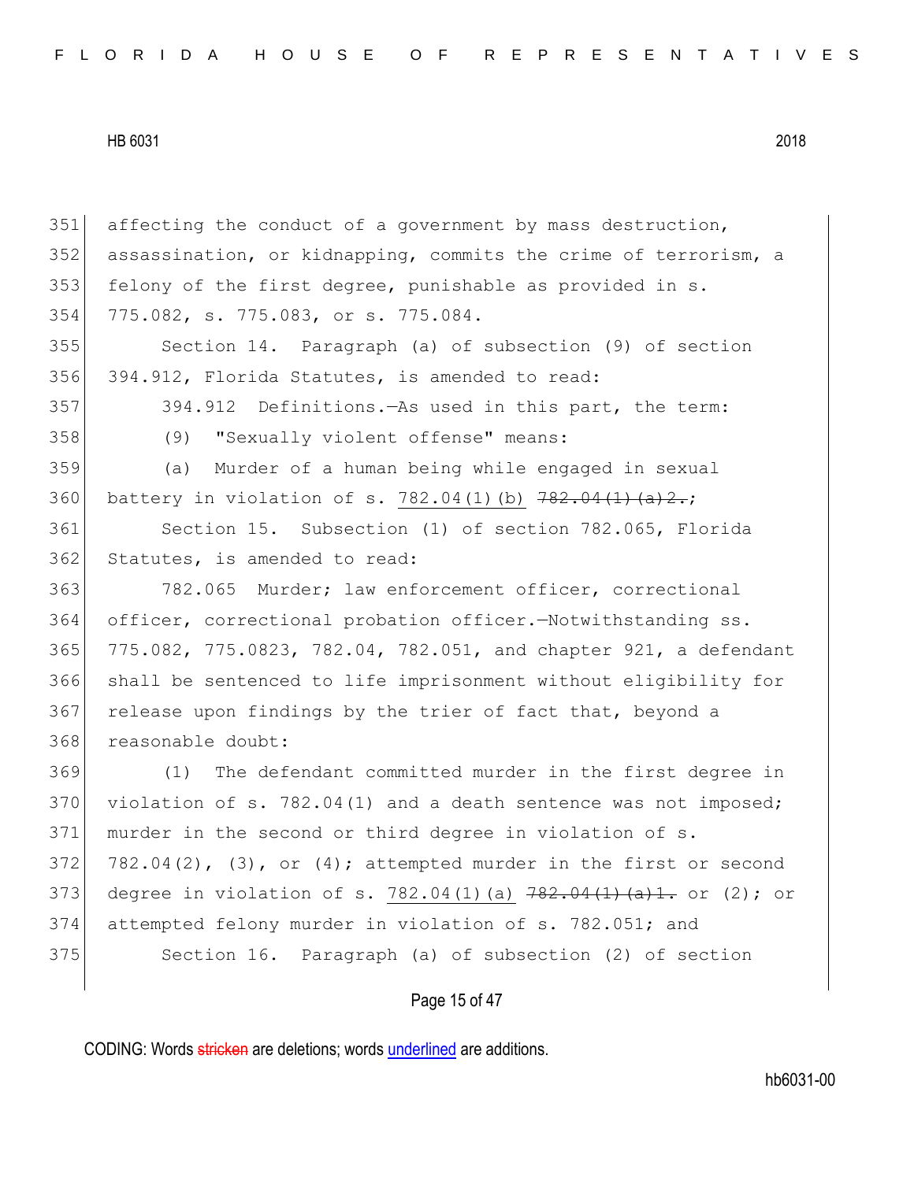affecting the conduct of a government by mass destruction, assassination, or kidnapping, commits the crime of terrorism, a felony of the first degree, punishable as provided in s. 775.082, s. 775.083, or s. 775.084.

Section 14. Paragraph (a) of subsection (9) of section 394.912, Florida Statutes, is amended to read:

394.912 Definitions.—As used in this part, the term:

(9) "Sexually violent offense" means:

(a) Murder of a human being while engaged in sexual battery in violation of s. <u>782.04(1)(b)</u> ~~782.04(1)(a)2.~~;

Section 15. Subsection (1) of section 782.065, Florida Statutes, is amended to read:

782.065 Murder; law enforcement officer, correctional officer, correctional probation officer.—Notwithstanding ss. 775.082, 775.0823, 782.04, 782.051, and chapter 921, a defendant shall be sentenced to life imprisonment without eligibility for release upon findings by the trier of fact that, beyond a reasonable doubt:

(1) The defendant committed murder in the first degree in violation of s. 782.04(1) and a death sentence was not imposed; murder in the second or third degree in violation of s. 782.04(2), (3), or (4); attempted murder in the first or second degree in violation of s. <u>782.04(1)(a)</u> ~~782.04(1)(a)1.~~ or (2); or attempted felony murder in violation of s. 782.051; and

Section 16. Paragraph (a) of subsection (2) of section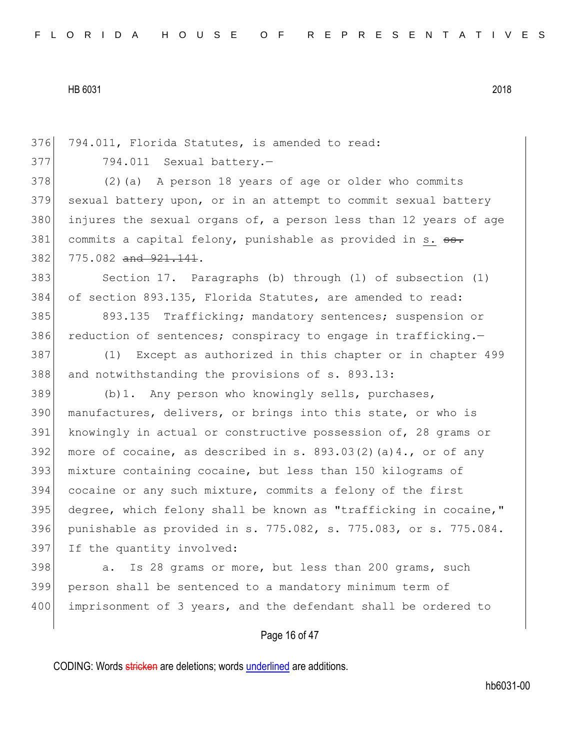794.011, Florida Statutes, is amended to read:

794.011 Sexual battery.—

(2)(a) A person 18 years of age or older who commits sexual battery upon, or in an attempt to commit sexual battery injures the sexual organs of, a person less than 12 years of age commits a capital felony, punishable as provided in s. ~~ss.~~ 775.082 ~~and 921.141~~.

Section 17. Paragraphs (b) through (l) of subsection (1) of section 893.135, Florida Statutes, are amended to read:

893.135 Trafficking; mandatory sentences; suspension or reduction of sentences; conspiracy to engage in trafficking.—

(1) Except as authorized in this chapter or in chapter 499 and notwithstanding the provisions of s. 893.13:

(b)1. Any person who knowingly sells, purchases, manufactures, delivers, or brings into this state, or who is knowingly in actual or constructive possession of, 28 grams or more of cocaine, as described in s. 893.03(2)(a)4., or of any mixture containing cocaine, but less than 150 kilograms of cocaine or any such mixture, commits a felony of the first degree, which felony shall be known as "trafficking in cocaine," punishable as provided in s. 775.082, s. 775.083, or s. 775.084. If the quantity involved:

a. Is 28 grams or more, but less than 200 grams, such person shall be sentenced to a mandatory minimum term of imprisonment of 3 years, and the defendant shall be ordered to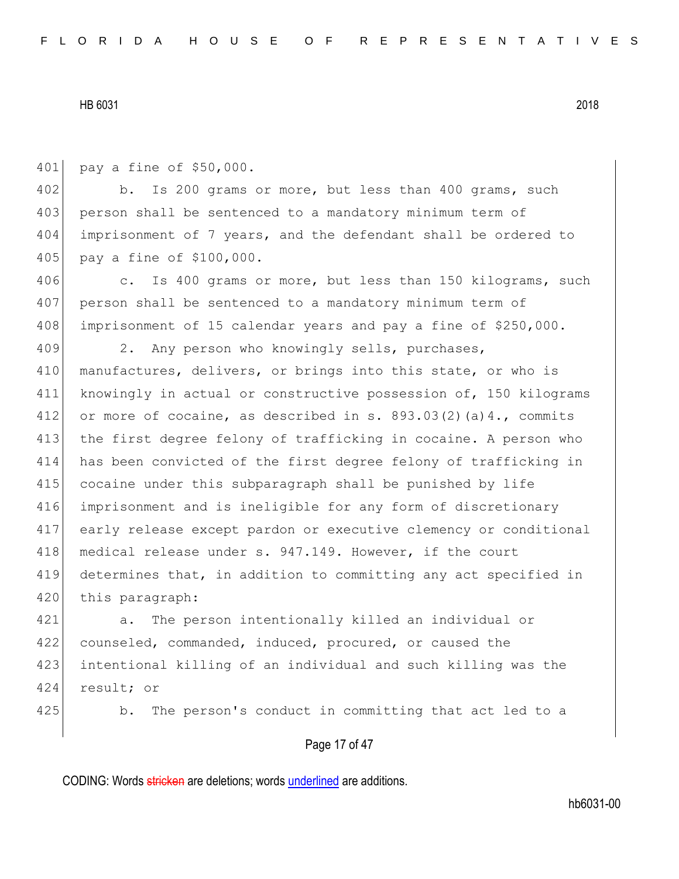pay a fine of $50,000.

b. Is 200 grams or more, but less than 400 grams, such person shall be sentenced to a mandatory minimum term of imprisonment of 7 years, and the defendant shall be ordered to pay a fine of $100,000.

c. Is 400 grams or more, but less than 150 kilograms, such person shall be sentenced to a mandatory minimum term of imprisonment of 15 calendar years and pay a fine of $250,000.

2. Any person who knowingly sells, purchases, manufactures, delivers, or brings into this state, or who is knowingly in actual or constructive possession of, 150 kilograms or more of cocaine, as described in s. 893.03(2)(a)4., commits the first degree felony of trafficking in cocaine. A person who has been convicted of the first degree felony of trafficking in cocaine under this subparagraph shall be punished by life imprisonment and is ineligible for any form of discretionary early release except pardon or executive clemency or conditional medical release under s. 947.149. However, if the court determines that, in addition to committing any act specified in this paragraph:

a. The person intentionally killed an individual or counseled, commanded, induced, procured, or caused the intentional killing of an individual and such killing was the result; or

b. The person's conduct in committing that act led to a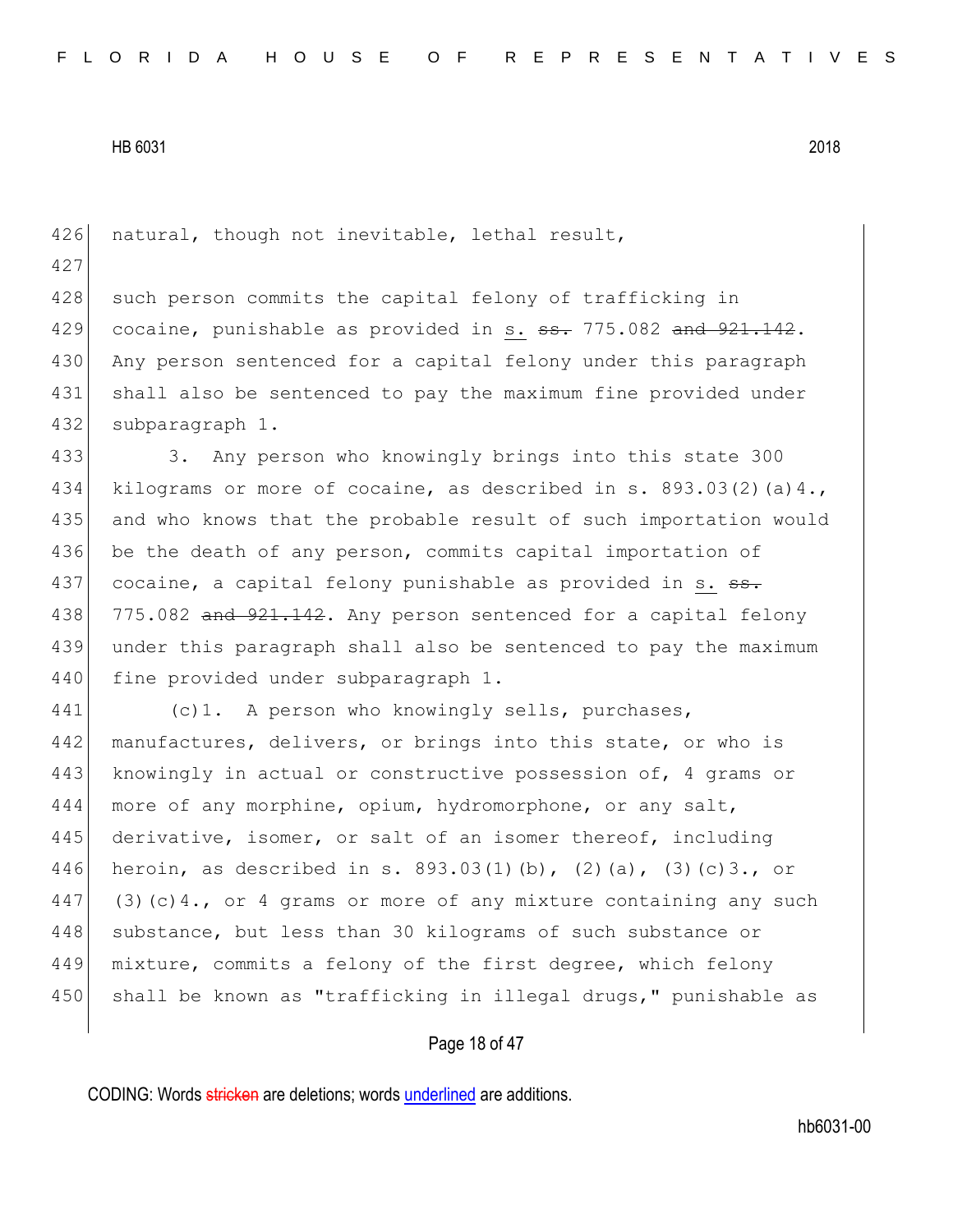426 natural, though not inevitable, lethal result,

427

428 such person commits the capital felony of trafficking in
429 cocaine, punishable as provided in <u>s.</u> ~~ss.~~ 775.082 ~~and 921.142~~.
430 Any person sentenced for a capital felony under this paragraph
431 shall also be sentenced to pay the maximum fine provided under
432 subparagraph 1.

433 3. Any person who knowingly brings into this state 300
434 kilograms or more of cocaine, as described in s. 893.03(2)(a)4.,
435 and who knows that the probable result of such importation would
436 be the death of any person, commits capital importation of
437 cocaine, a capital felony punishable as provided in <u>s.</u> ~~ss.~~
438 775.082 ~~and 921.142~~. Any person sentenced for a capital felony
439 under this paragraph shall also be sentenced to pay the maximum
440 fine provided under subparagraph 1.

441 (c)1. A person who knowingly sells, purchases,
442 manufactures, delivers, or brings into this state, or who is
443 knowingly in actual or constructive possession of, 4 grams or
444 more of any morphine, opium, hydromorphone, or any salt,
445 derivative, isomer, or salt of an isomer thereof, including
446 heroin, as described in s. 893.03(1)(b), (2)(a), (3)(c)3., or
447 (3)(c)4., or 4 grams or more of any mixture containing any such
448 substance, but less than 30 kilograms of such substance or
449 mixture, commits a felony of the first degree, which felony
450 shall be known as "trafficking in illegal drugs," punishable as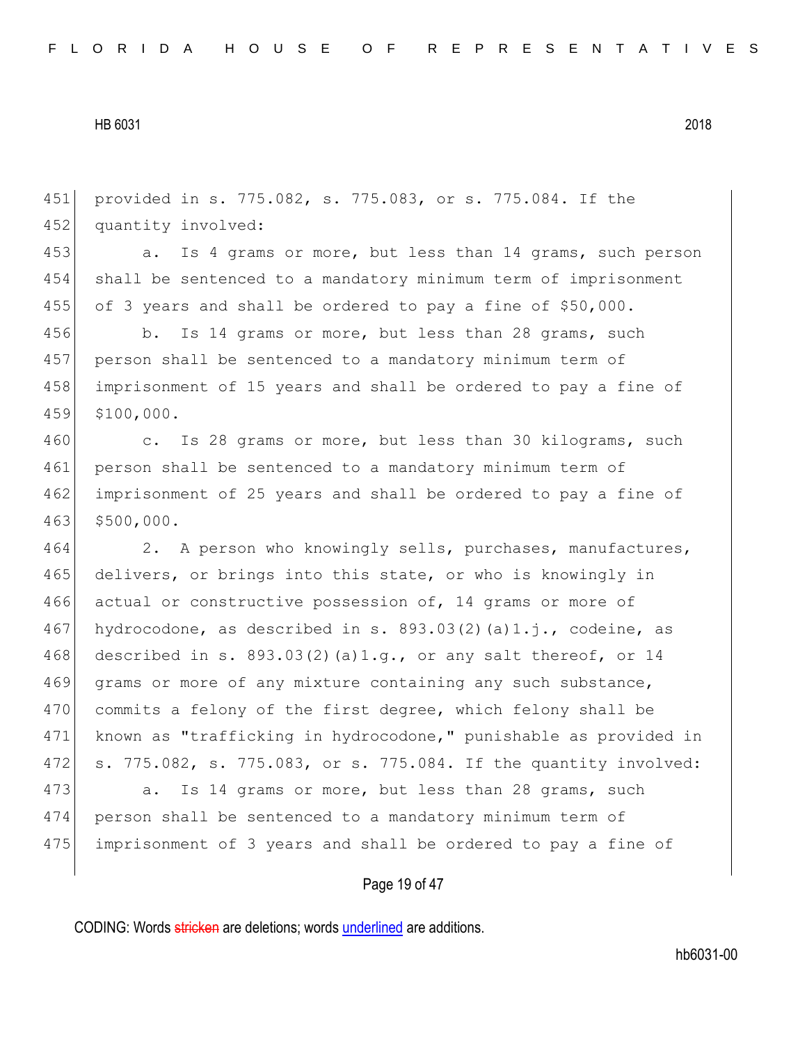provided in s. 775.082, s. 775.083, or s. 775.084. If the quantity involved:

a. Is 4 grams or more, but less than 14 grams, such person shall be sentenced to a mandatory minimum term of imprisonment of 3 years and shall be ordered to pay a fine of $50,000.

b. Is 14 grams or more, but less than 28 grams, such person shall be sentenced to a mandatory minimum term of imprisonment of 15 years and shall be ordered to pay a fine of $100,000.

c. Is 28 grams or more, but less than 30 kilograms, such person shall be sentenced to a mandatory minimum term of imprisonment of 25 years and shall be ordered to pay a fine of $500,000.

2. A person who knowingly sells, purchases, manufactures, delivers, or brings into this state, or who is knowingly in actual or constructive possession of, 14 grams or more of hydrocodone, as described in s. 893.03(2)(a)1.j., codeine, as described in s. 893.03(2)(a)1.g., or any salt thereof, or 14 grams or more of any mixture containing any such substance, commits a felony of the first degree, which felony shall be known as "trafficking in hydrocodone," punishable as provided in s. 775.082, s. 775.083, or s. 775.084. If the quantity involved:

a. Is 14 grams or more, but less than 28 grams, such person shall be sentenced to a mandatory minimum term of imprisonment of 3 years and shall be ordered to pay a fine of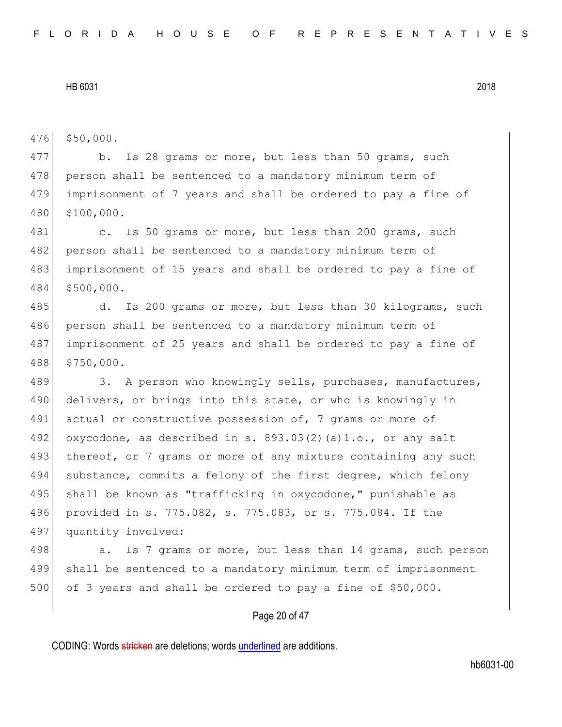$50,000.

b. Is 28 grams or more, but less than 50 grams, such person shall be sentenced to a mandatory minimum term of imprisonment of 7 years and shall be ordered to pay a fine of $100,000.

c. Is 50 grams or more, but less than 200 grams, such person shall be sentenced to a mandatory minimum term of imprisonment of 15 years and shall be ordered to pay a fine of $500,000.

d. Is 200 grams or more, but less than 30 kilograms, such person shall be sentenced to a mandatory minimum term of imprisonment of 25 years and shall be ordered to pay a fine of $750,000.

3. A person who knowingly sells, purchases, manufactures, delivers, or brings into this state, or who is knowingly in actual or constructive possession of, 7 grams or more of oxycodone, as described in s. 893.03(2)(a)1.o., or any salt thereof, or 7 grams or more of any mixture containing any such substance, commits a felony of the first degree, which felony shall be known as "trafficking in oxycodone," punishable as provided in s. 775.082, s. 775.083, or s. 775.084. If the quantity involved:

a. Is 7 grams or more, but less than 14 grams, such person shall be sentenced to a mandatory minimum term of imprisonment of 3 years and shall be ordered to pay a fine of $50,000.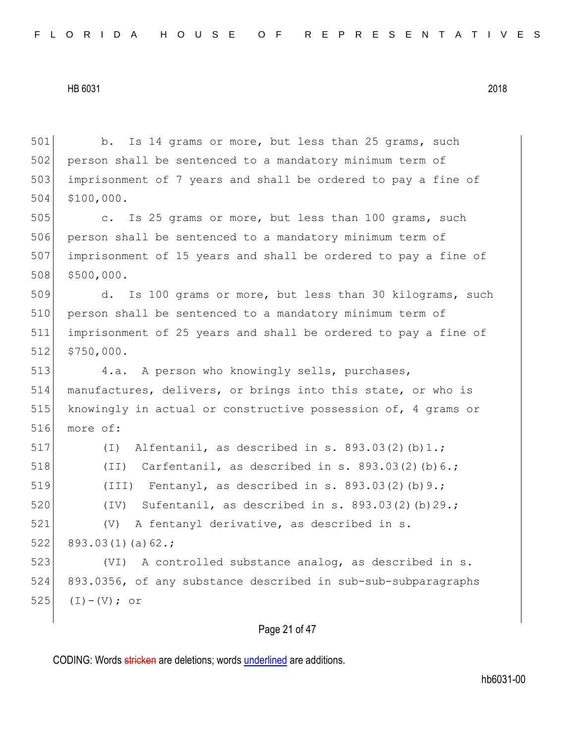b. Is 14 grams or more, but less than 25 grams, such person shall be sentenced to a mandatory minimum term of imprisonment of 7 years and shall be ordered to pay a fine of $100,000.

c. Is 25 grams or more, but less than 100 grams, such person shall be sentenced to a mandatory minimum term of imprisonment of 15 years and shall be ordered to pay a fine of $500,000.

d. Is 100 grams or more, but less than 30 kilograms, such person shall be sentenced to a mandatory minimum term of imprisonment of 25 years and shall be ordered to pay a fine of $750,000.

4.a. A person who knowingly sells, purchases, manufactures, delivers, or brings into this state, or who is knowingly in actual or constructive possession of, 4 grams or more of:

(I) Alfentanil, as described in s. 893.03(2)(b)1.;

(II) Carfentanil, as described in s. 893.03(2)(b)6.;

(III) Fentanyl, as described in s. 893.03(2)(b)9.;

(IV) Sufentanil, as described in s. 893.03(2)(b)29.;

(V) A fentanyl derivative, as described in s. 893.03(1)(a)62.;

(VI) A controlled substance analog, as described in s. 893.0356, of any substance described in sub-sub-subparagraphs (I)-(V); or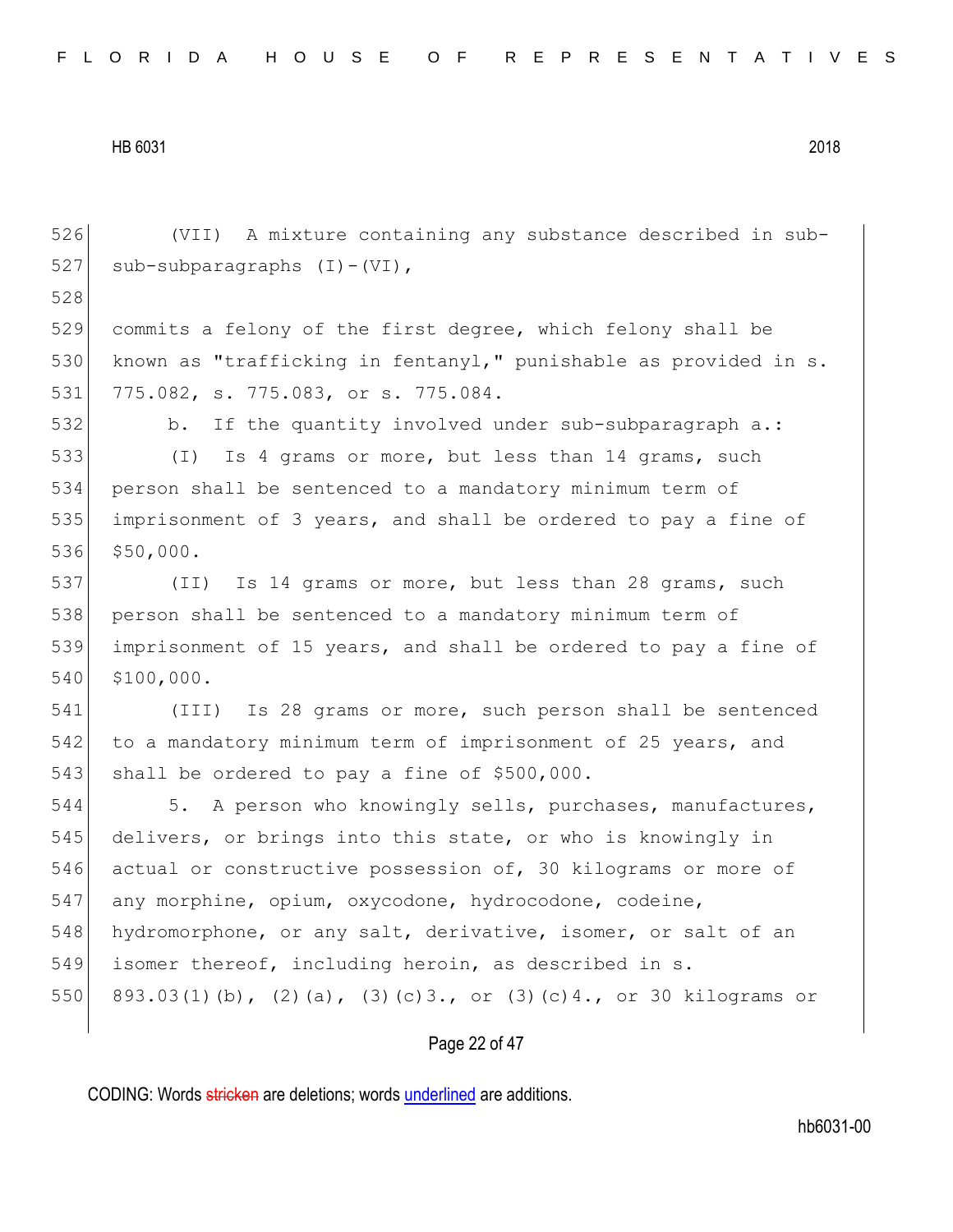(VII) A mixture containing any substance described in sub-sub-subparagraphs (I)-(VI),

commits a felony of the first degree, which felony shall be known as "trafficking in fentanyl," punishable as provided in s. 775.082, s. 775.083, or s. 775.084.

b. If the quantity involved under sub-subparagraph a.:

(I) Is 4 grams or more, but less than 14 grams, such person shall be sentenced to a mandatory minimum term of imprisonment of 3 years, and shall be ordered to pay a fine of $50,000.

(II) Is 14 grams or more, but less than 28 grams, such person shall be sentenced to a mandatory minimum term of imprisonment of 15 years, and shall be ordered to pay a fine of $100,000.

(III) Is 28 grams or more, such person shall be sentenced to a mandatory minimum term of imprisonment of 25 years, and shall be ordered to pay a fine of $500,000.

5. A person who knowingly sells, purchases, manufactures, delivers, or brings into this state, or who is knowingly in actual or constructive possession of, 30 kilograms or more of any morphine, opium, oxycodone, hydrocodone, codeine, hydromorphone, or any salt, derivative, isomer, or salt of an isomer thereof, including heroin, as described in s. 893.03(1)(b), (2)(a), (3)(c)3., or (3)(c)4., or 30 kilograms or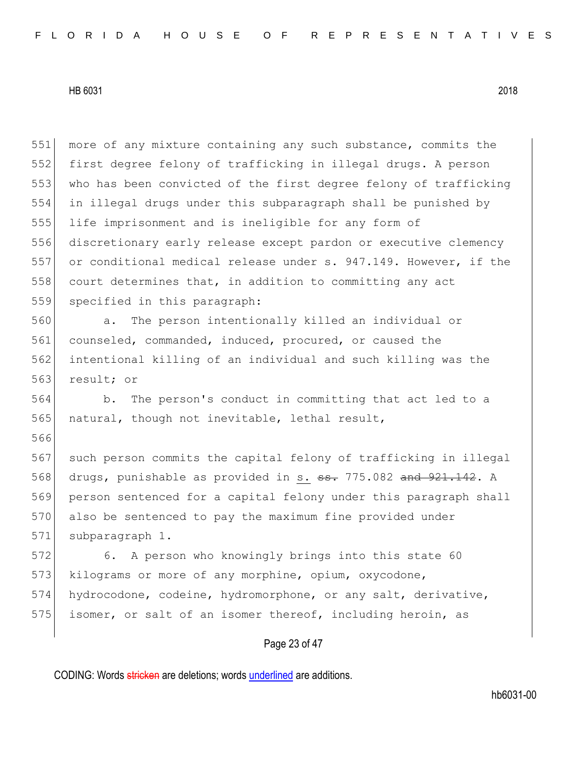more of any mixture containing any such substance, commits the first degree felony of trafficking in illegal drugs. A person who has been convicted of the first degree felony of trafficking in illegal drugs under this subparagraph shall be punished by life imprisonment and is ineligible for any form of discretionary early release except pardon or executive clemency or conditional medical release under s. 947.149. However, if the court determines that, in addition to committing any act specified in this paragraph:

a. The person intentionally killed an individual or counseled, commanded, induced, procured, or caused the intentional killing of an individual and such killing was the result; or

b. The person's conduct in committing that act led to a natural, though not inevitable, lethal result,

such person commits the capital felony of trafficking in illegal drugs, punishable as provided in s. ~~ss.~~ 775.082 ~~and 921.142~~. A person sentenced for a capital felony under this paragraph shall also be sentenced to pay the maximum fine provided under subparagraph 1.

6. A person who knowingly brings into this state 60 kilograms or more of any morphine, opium, oxycodone, hydrocodone, codeine, hydromorphone, or any salt, derivative, isomer, or salt of an isomer thereof, including heroin, as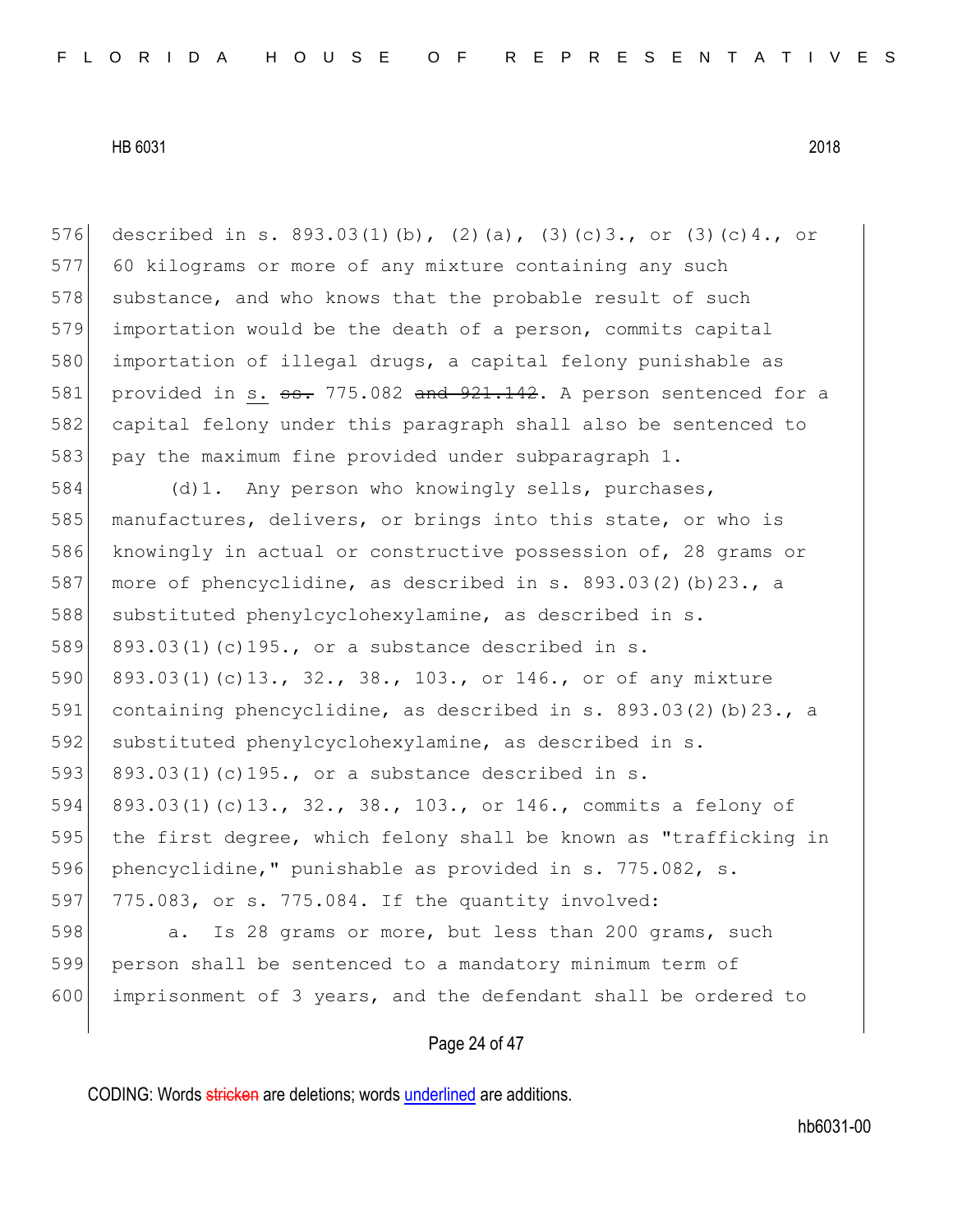described in s. 893.03(1)(b), (2)(a), (3)(c)3., or (3)(c)4., or 60 kilograms or more of any mixture containing any such substance, and who knows that the probable result of such importation would be the death of a person, commits capital importation of illegal drugs, a capital felony punishable as provided in s. ~~ss.~~ 775.082 ~~and 921.142~~. A person sentenced for a capital felony under this paragraph shall also be sentenced to pay the maximum fine provided under subparagraph 1.

(d)1. Any person who knowingly sells, purchases, manufactures, delivers, or brings into this state, or who is knowingly in actual or constructive possession of, 28 grams or more of phencyclidine, as described in s. 893.03(2)(b)23., a substituted phenylcyclohexylamine, as described in s. 893.03(1)(c)195., or a substance described in s. 893.03(1)(c)13., 32., 38., 103., or 146., or of any mixture containing phencyclidine, as described in s. 893.03(2)(b)23., a substituted phenylcyclohexylamine, as described in s. 893.03(1)(c)195., or a substance described in s. 893.03(1)(c)13., 32., 38., 103., or 146., commits a felony of the first degree, which felony shall be known as "trafficking in phencyclidine," punishable as provided in s. 775.082, s. 775.083, or s. 775.084. If the quantity involved:

a. Is 28 grams or more, but less than 200 grams, such person shall be sentenced to a mandatory minimum term of imprisonment of 3 years, and the defendant shall be ordered to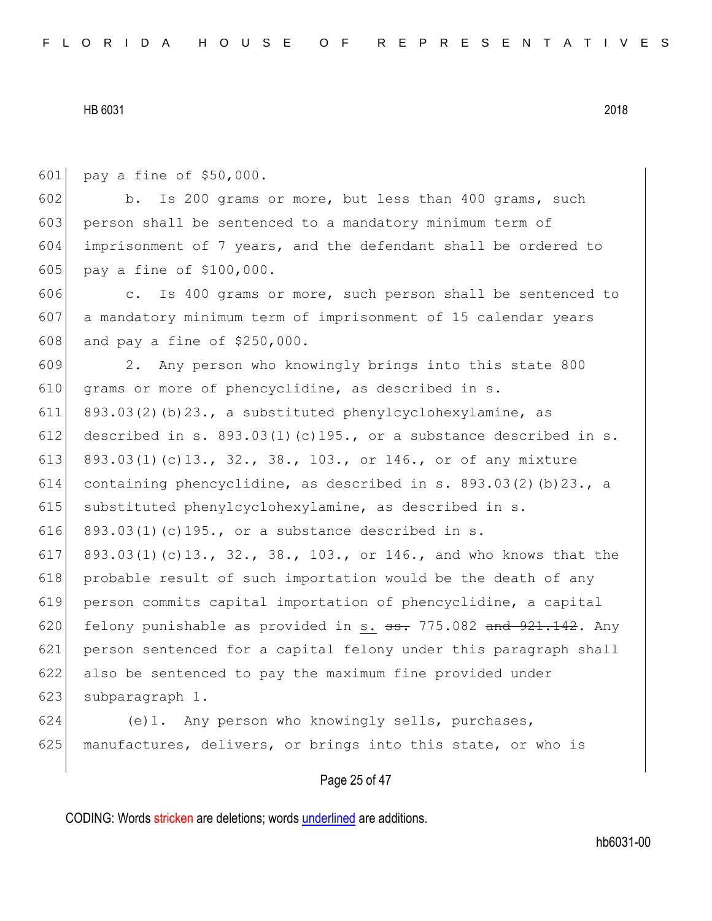pay a fine of $50,000.

b. Is 200 grams or more, but less than 400 grams, such person shall be sentenced to a mandatory minimum term of imprisonment of 7 years, and the defendant shall be ordered to pay a fine of $100,000.

c. Is 400 grams or more, such person shall be sentenced to a mandatory minimum term of imprisonment of 15 calendar years and pay a fine of $250,000.

2. Any person who knowingly brings into this state 800 grams or more of phencyclidine, as described in s. 893.03(2)(b)23., a substituted phenylcyclohexylamine, as described in s. 893.03(1)(c)195., or a substance described in s. 893.03(1)(c)13., 32., 38., 103., or 146., or of any mixture containing phencyclidine, as described in s. 893.03(2)(b)23., a substituted phenylcyclohexylamine, as described in s. 893.03(1)(c)195., or a substance described in s. 893.03(1)(c)13., 32., 38., 103., or 146., and who knows that the probable result of such importation would be the death of any person commits capital importation of phencyclidine, a capital felony punishable as provided in <u>s.</u> ~~ss.~~ 775.082 ~~and 921.142~~. Any person sentenced for a capital felony under this paragraph shall also be sentenced to pay the maximum fine provided under subparagraph 1.

(e)1. Any person who knowingly sells, purchases, manufactures, delivers, or brings into this state, or who is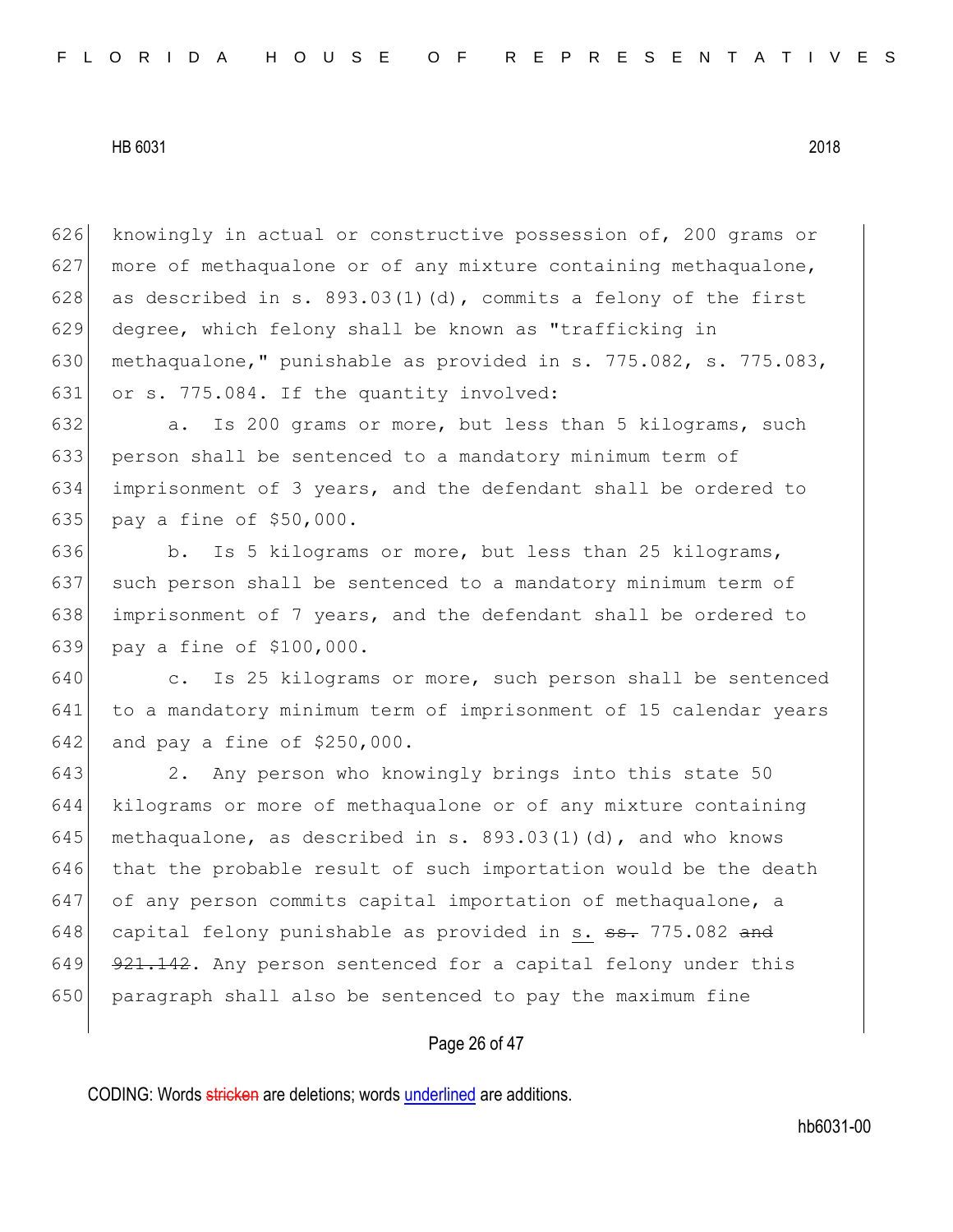knowingly in actual or constructive possession of, 200 grams or more of methaqualone or of any mixture containing methaqualone, as described in s. 893.03(1)(d), commits a felony of the first degree, which felony shall be known as "trafficking in methaqualone," punishable as provided in s. 775.082, s. 775.083, or s. 775.084. If the quantity involved:

a. Is 200 grams or more, but less than 5 kilograms, such person shall be sentenced to a mandatory minimum term of imprisonment of 3 years, and the defendant shall be ordered to pay a fine of $50,000.

b. Is 5 kilograms or more, but less than 25 kilograms, such person shall be sentenced to a mandatory minimum term of imprisonment of 7 years, and the defendant shall be ordered to pay a fine of $100,000.

c. Is 25 kilograms or more, such person shall be sentenced to a mandatory minimum term of imprisonment of 15 calendar years and pay a fine of $250,000.

2. Any person who knowingly brings into this state 50 kilograms or more of methaqualone or of any mixture containing methaqualone, as described in s. 893.03(1)(d), and who knows that the probable result of such importation would be the death of any person commits capital importation of methaqualone, a capital felony punishable as provided in <u>s.</u> ~~ss.~~ 775.082 ~~and 921.142~~. Any person sentenced for a capital felony under this paragraph shall also be sentenced to pay the maximum fine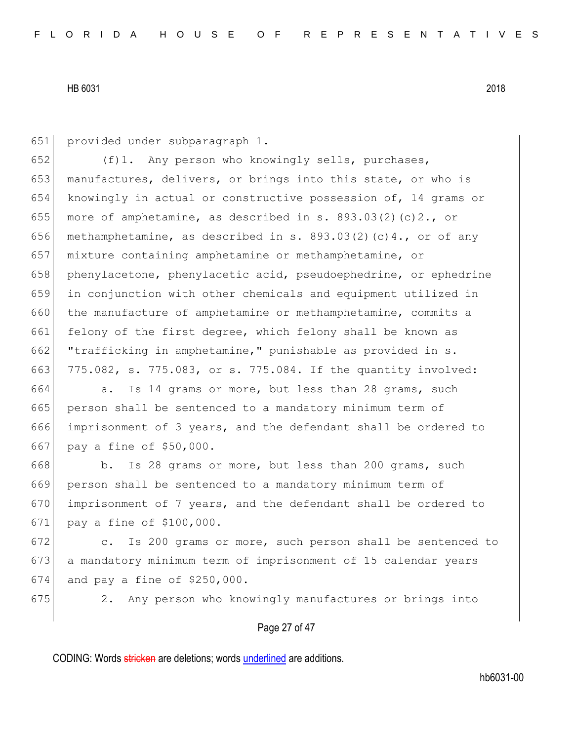provided under subparagraph 1.

(f)1. Any person who knowingly sells, purchases, manufactures, delivers, or brings into this state, or who is knowingly in actual or constructive possession of, 14 grams or more of amphetamine, as described in s. 893.03(2)(c)2., or methamphetamine, as described in s. 893.03(2)(c)4., or of any mixture containing amphetamine or methamphetamine, or phenylacetone, phenylacetic acid, pseudoephedrine, or ephedrine in conjunction with other chemicals and equipment utilized in the manufacture of amphetamine or methamphetamine, commits a felony of the first degree, which felony shall be known as "trafficking in amphetamine," punishable as provided in s. 775.082, s. 775.083, or s. 775.084. If the quantity involved:

a. Is 14 grams or more, but less than 28 grams, such person shall be sentenced to a mandatory minimum term of imprisonment of 3 years, and the defendant shall be ordered to pay a fine of $50,000.

b. Is 28 grams or more, but less than 200 grams, such person shall be sentenced to a mandatory minimum term of imprisonment of 7 years, and the defendant shall be ordered to pay a fine of $100,000.

c. Is 200 grams or more, such person shall be sentenced to a mandatory minimum term of imprisonment of 15 calendar years and pay a fine of $250,000.

2. Any person who knowingly manufactures or brings into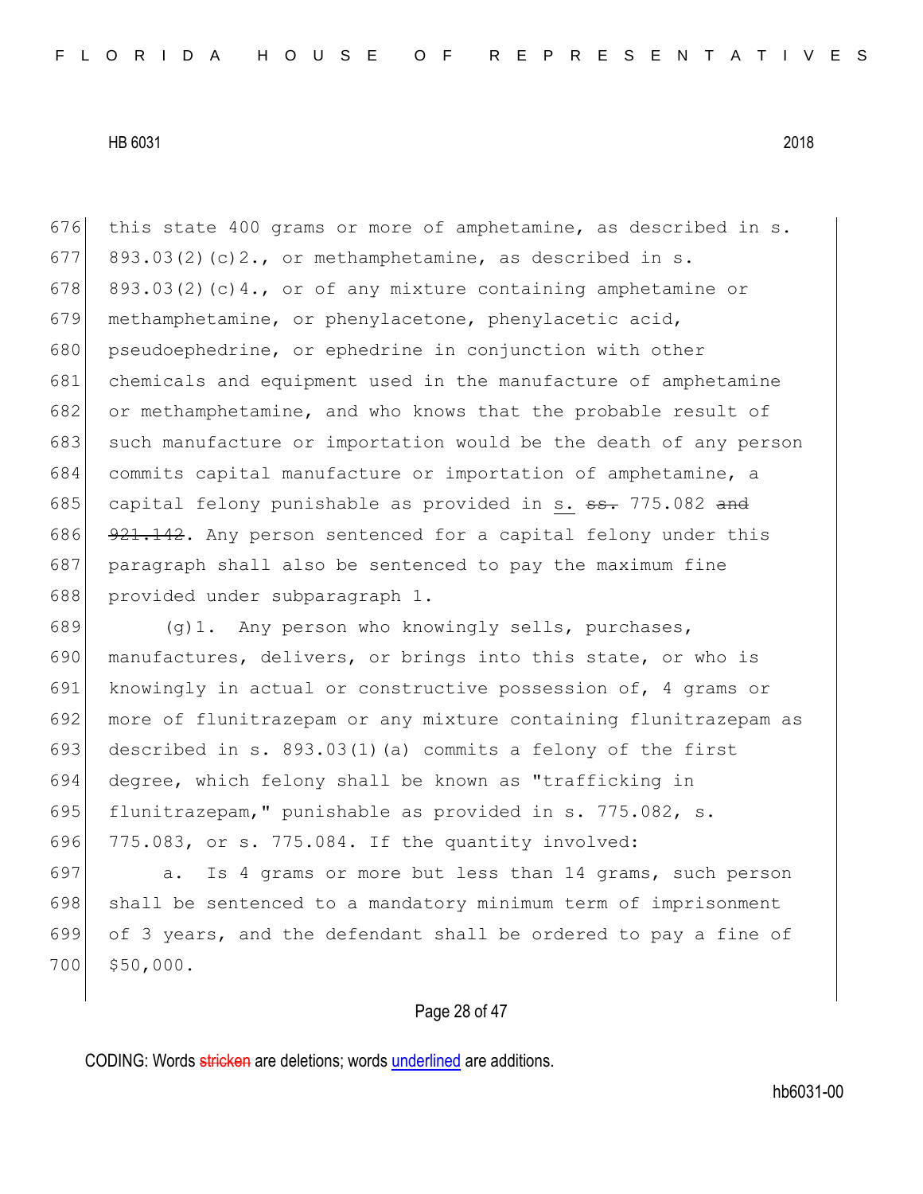676 this state 400 grams or more of amphetamine, as described in s. 893.03(2)(c)2., or methamphetamine, as described in s. 893.03(2)(c)4., or of any mixture containing amphetamine or methamphetamine, or phenylacetone, phenylacetic acid, pseudoephedrine, or ephedrine in conjunction with other chemicals and equipment used in the manufacture of amphetamine or methamphetamine, and who knows that the probable result of such manufacture or importation would be the death of any person commits capital manufacture or importation of amphetamine, a capital felony punishable as provided in s. ~~ss.~~ 775.082 ~~and 921.142~~. Any person sentenced for a capital felony under this paragraph shall also be sentenced to pay the maximum fine provided under subparagraph 1.

689 (g)1. Any person who knowingly sells, purchases, manufactures, delivers, or brings into this state, or who is knowingly in actual or constructive possession of, 4 grams or more of flunitrazepam or any mixture containing flunitrazepam as described in s. 893.03(1)(a) commits a felony of the first degree, which felony shall be known as "trafficking in flunitrazepam," punishable as provided in s. 775.082, s. 775.083, or s. 775.084. If the quantity involved:

697 a. Is 4 grams or more but less than 14 grams, such person shall be sentenced to a mandatory minimum term of imprisonment of 3 years, and the defendant shall be ordered to pay a fine of $50,000.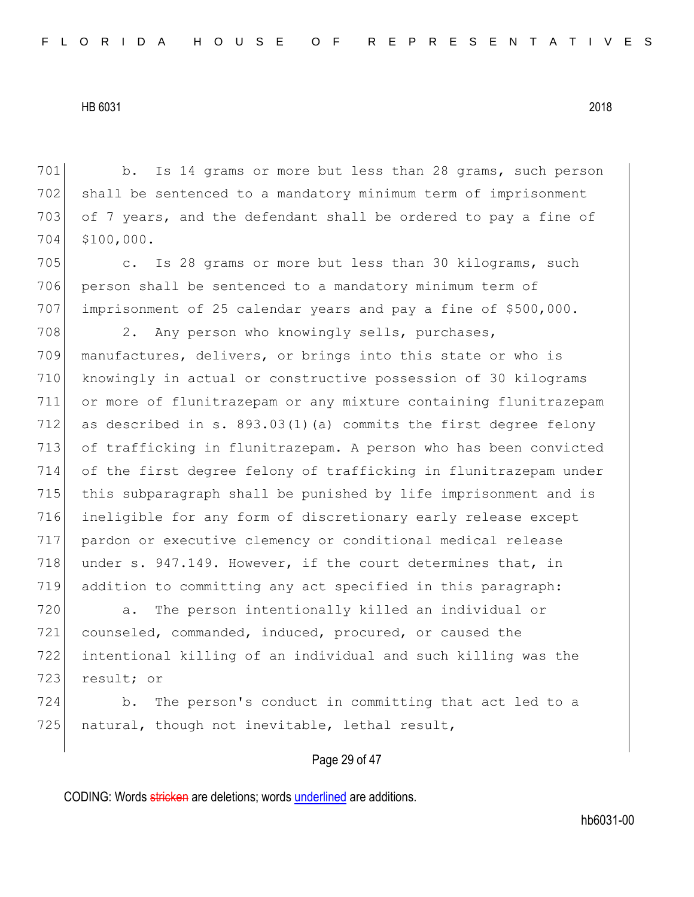b. Is 14 grams or more but less than 28 grams, such person shall be sentenced to a mandatory minimum term of imprisonment of 7 years, and the defendant shall be ordered to pay a fine of $100,000.

c. Is 28 grams or more but less than 30 kilograms, such person shall be sentenced to a mandatory minimum term of imprisonment of 25 calendar years and pay a fine of $500,000.

2. Any person who knowingly sells, purchases, manufactures, delivers, or brings into this state or who is knowingly in actual or constructive possession of 30 kilograms or more of flunitrazepam or any mixture containing flunitrazepam as described in s. 893.03(1)(a) commits the first degree felony of trafficking in flunitrazepam. A person who has been convicted of the first degree felony of trafficking in flunitrazepam under this subparagraph shall be punished by life imprisonment and is ineligible for any form of discretionary early release except pardon or executive clemency or conditional medical release under s. 947.149. However, if the court determines that, in addition to committing any act specified in this paragraph:

a. The person intentionally killed an individual or counseled, commanded, induced, procured, or caused the intentional killing of an individual and such killing was the result; or

b. The person's conduct in committing that act led to a natural, though not inevitable, lethal result,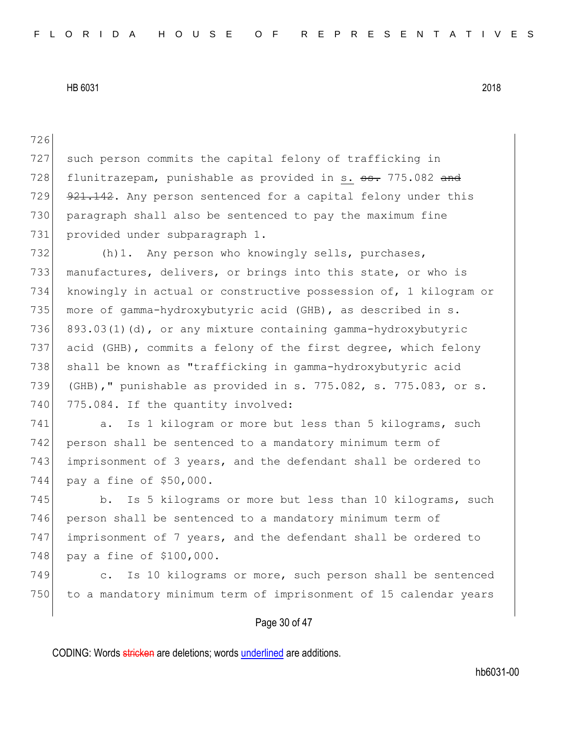such person commits the capital felony of trafficking in flunitrazepam, punishable as provided in <u>s.</u> ~~ss.~~ 775.082 ~~and 921.142~~. Any person sentenced for a capital felony under this paragraph shall also be sentenced to pay the maximum fine provided under subparagraph 1.

(h)1. Any person who knowingly sells, purchases, manufactures, delivers, or brings into this state, or who is knowingly in actual or constructive possession of, 1 kilogram or more of gamma-hydroxybutyric acid (GHB), as described in s. 893.03(1)(d), or any mixture containing gamma-hydroxybutyric acid (GHB), commits a felony of the first degree, which felony shall be known as "trafficking in gamma-hydroxybutyric acid (GHB)," punishable as provided in s. 775.082, s. 775.083, or s. 775.084. If the quantity involved:

a. Is 1 kilogram or more but less than 5 kilograms, such person shall be sentenced to a mandatory minimum term of imprisonment of 3 years, and the defendant shall be ordered to pay a fine of $50,000.

b. Is 5 kilograms or more but less than 10 kilograms, such person shall be sentenced to a mandatory minimum term of imprisonment of 7 years, and the defendant shall be ordered to pay a fine of $100,000.

c. Is 10 kilograms or more, such person shall be sentenced to a mandatory minimum term of imprisonment of 15 calendar years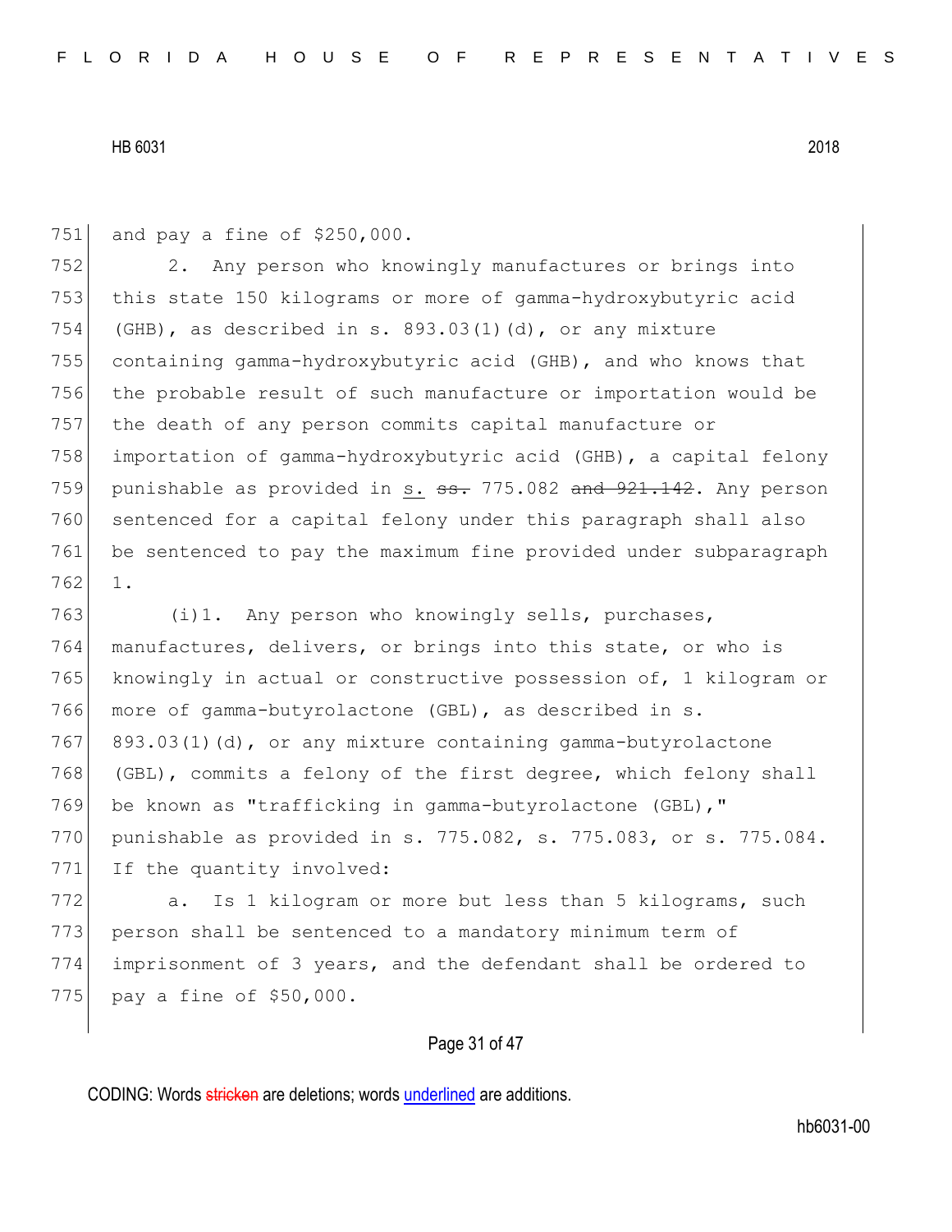and pay a fine of $250,000.

2. Any person who knowingly manufactures or brings into this state 150 kilograms or more of gamma-hydroxybutyric acid (GHB), as described in s. 893.03(1)(d), or any mixture containing gamma-hydroxybutyric acid (GHB), and who knows that the probable result of such manufacture or importation would be the death of any person commits capital manufacture or importation of gamma-hydroxybutyric acid (GHB), a capital felony punishable as provided in <u>s.</u> ~~ss.~~ 775.082 ~~and 921.142~~. Any person sentenced for a capital felony under this paragraph shall also be sentenced to pay the maximum fine provided under subparagraph 1.

(i)1. Any person who knowingly sells, purchases, manufactures, delivers, or brings into this state, or who is knowingly in actual or constructive possession of, 1 kilogram or more of gamma-butyrolactone (GBL), as described in s. 893.03(1)(d), or any mixture containing gamma-butyrolactone (GBL), commits a felony of the first degree, which felony shall be known as "trafficking in gamma-butyrolactone (GBL)," punishable as provided in s. 775.082, s. 775.083, or s. 775.084. If the quantity involved:

a. Is 1 kilogram or more but less than 5 kilograms, such person shall be sentenced to a mandatory minimum term of imprisonment of 3 years, and the defendant shall be ordered to pay a fine of $50,000.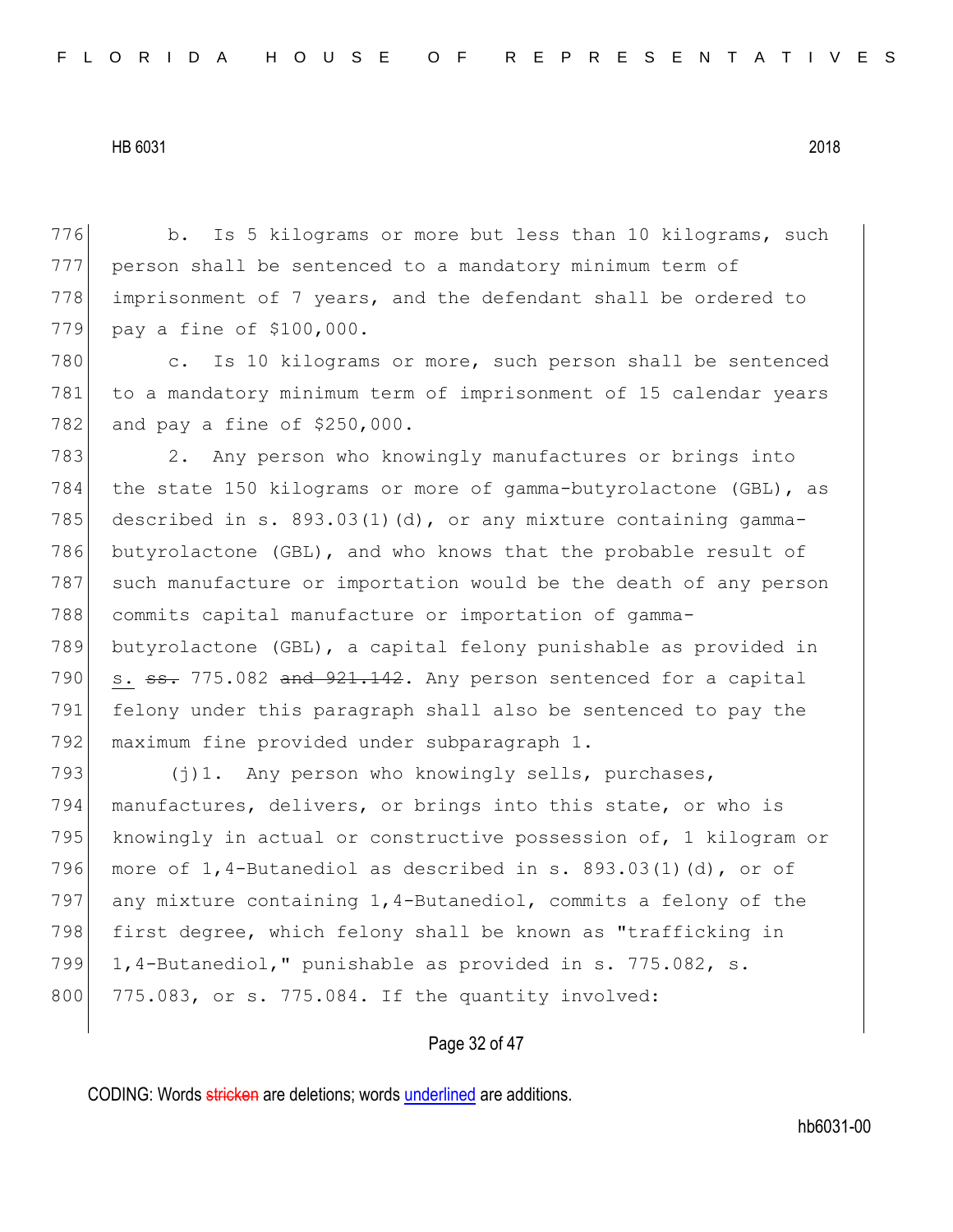776 b. Is 5 kilograms or more but less than 10 kilograms, such
777 person shall be sentenced to a mandatory minimum term of
778 imprisonment of 7 years, and the defendant shall be ordered to
779 pay a fine of $100,000.

780 c. Is 10 kilograms or more, such person shall be sentenced
781 to a mandatory minimum term of imprisonment of 15 calendar years
782 and pay a fine of $250,000.

783 2. Any person who knowingly manufactures or brings into
784 the state 150 kilograms or more of gamma-butyrolactone (GBL), as
785 described in s. 893.03(1)(d), or any mixture containing gamma-
786 butyrolactone (GBL), and who knows that the probable result of
787 such manufacture or importation would be the death of any person
788 commits capital manufacture or importation of gamma-
789 butyrolactone (GBL), a capital felony punishable as provided in
790 <u>s.</u> ~~ss.~~ 775.082 ~~and 921.142~~. Any person sentenced for a capital
791 felony under this paragraph shall also be sentenced to pay the
792 maximum fine provided under subparagraph 1.

793 (j)1. Any person who knowingly sells, purchases,
794 manufactures, delivers, or brings into this state, or who is
795 knowingly in actual or constructive possession of, 1 kilogram or
796 more of 1,4-Butanediol as described in s. 893.03(1)(d), or of
797 any mixture containing 1,4-Butanediol, commits a felony of the
798 first degree, which felony shall be known as "trafficking in
799 1,4-Butanediol," punishable as provided in s. 775.082, s.
800 775.083, or s. 775.084. If the quantity involved:

CODING: Words ~~stricken~~ are deletions; words <u>underlined</u> are additions.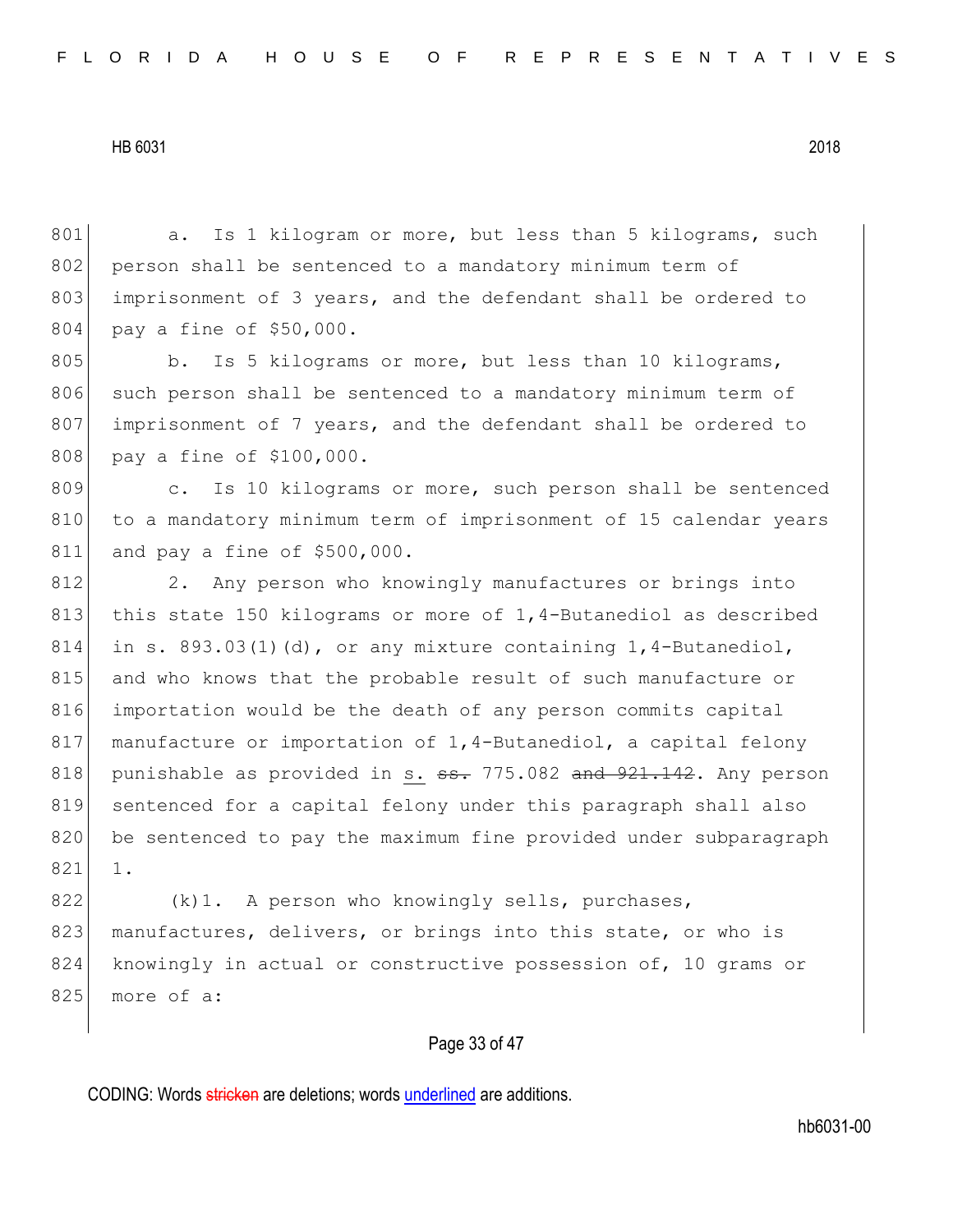a. Is 1 kilogram or more, but less than 5 kilograms, such person shall be sentenced to a mandatory minimum term of imprisonment of 3 years, and the defendant shall be ordered to pay a fine of $50,000.

b. Is 5 kilograms or more, but less than 10 kilograms, such person shall be sentenced to a mandatory minimum term of imprisonment of 7 years, and the defendant shall be ordered to pay a fine of $100,000.

c. Is 10 kilograms or more, such person shall be sentenced to a mandatory minimum term of imprisonment of 15 calendar years and pay a fine of $500,000.

2. Any person who knowingly manufactures or brings into this state 150 kilograms or more of 1,4-Butanediol as described in s. 893.03(1)(d), or any mixture containing 1,4-Butanediol, and who knows that the probable result of such manufacture or importation would be the death of any person commits capital manufacture or importation of 1,4-Butanediol, a capital felony punishable as provided in s. ~~ss.~~ 775.082 ~~and 921.142~~. Any person sentenced for a capital felony under this paragraph shall also be sentenced to pay the maximum fine provided under subparagraph 1.

(k)1. A person who knowingly sells, purchases, manufactures, delivers, or brings into this state, or who is knowingly in actual or constructive possession of, 10 grams or more of a: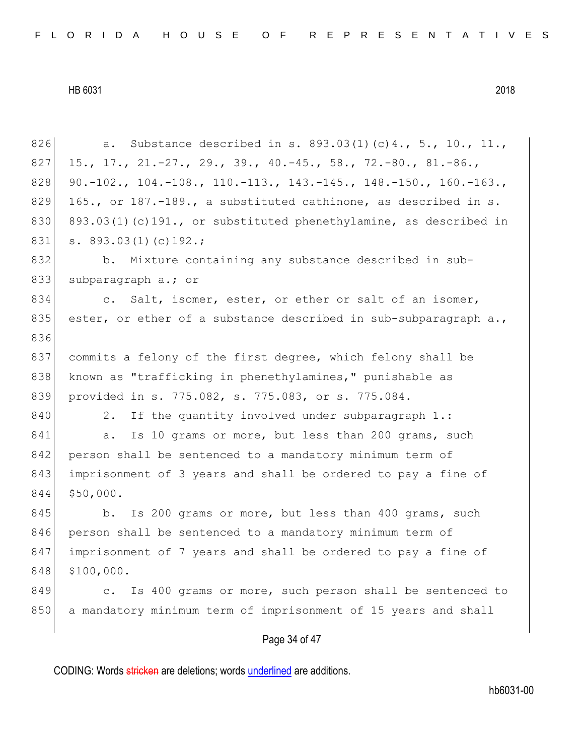a. Substance described in s. 893.03(1)(c)4., 5., 10., 11., 15., 17., 21.-27., 29., 39., 40.-45., 58., 72.-80., 81.-86., 90.-102., 104.-108., 110.-113., 143.-145., 148.-150., 160.-163., 165., or 187.-189., a substituted cathinone, as described in s. 893.03(1)(c)191., or substituted phenethylamine, as described in s. 893.03(1)(c)192.;

b. Mixture containing any substance described in sub-subparagraph a.; or

c. Salt, isomer, ester, or ether or salt of an isomer, ester, or ether of a substance described in sub-subparagraph a.,

commits a felony of the first degree, which felony shall be known as "trafficking in phenethylamines," punishable as provided in s. 775.082, s. 775.083, or s. 775.084.

2. If the quantity involved under subparagraph 1.:

a. Is 10 grams or more, but less than 200 grams, such person shall be sentenced to a mandatory minimum term of imprisonment of 3 years and shall be ordered to pay a fine of $50,000.

b. Is 200 grams or more, but less than 400 grams, such person shall be sentenced to a mandatory minimum term of imprisonment of 7 years and shall be ordered to pay a fine of $100,000.

c. Is 400 grams or more, such person shall be sentenced to a mandatory minimum term of imprisonment of 15 years and shall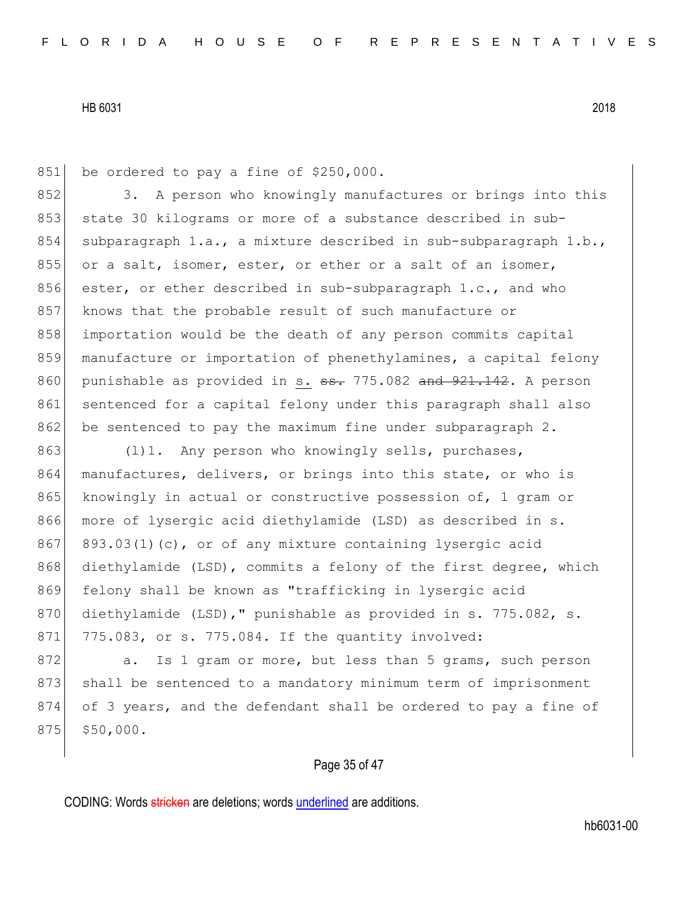be ordered to pay a fine of $250,000.

3. A person who knowingly manufactures or brings into this state 30 kilograms or more of a substance described in sub-subparagraph 1.a., a mixture described in sub-subparagraph 1.b., or a salt, isomer, ester, or ether or a salt of an isomer, ester, or ether described in sub-subparagraph 1.c., and who knows that the probable result of such manufacture or importation would be the death of any person commits capital manufacture or importation of phenethylamines, a capital felony punishable as provided in <u>s.</u> ~~ss.~~ 775.082 ~~and 921.142~~. A person sentenced for a capital felony under this paragraph shall also be sentenced to pay the maximum fine under subparagraph 2.

(l)1. Any person who knowingly sells, purchases, manufactures, delivers, or brings into this state, or who is knowingly in actual or constructive possession of, 1 gram or more of lysergic acid diethylamide (LSD) as described in s. 893.03(1)(c), or of any mixture containing lysergic acid diethylamide (LSD), commits a felony of the first degree, which felony shall be known as "trafficking in lysergic acid diethylamide (LSD)," punishable as provided in s. 775.082, s. 775.083, or s. 775.084. If the quantity involved:

a. Is 1 gram or more, but less than 5 grams, such person shall be sentenced to a mandatory minimum term of imprisonment of 3 years, and the defendant shall be ordered to pay a fine of $50,000.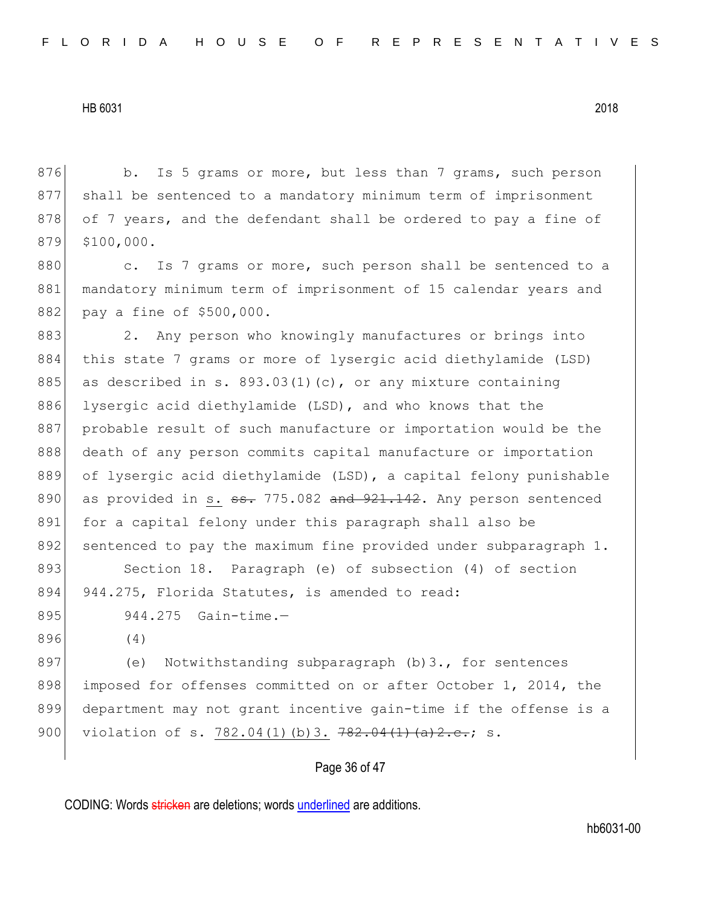876 b. Is 5 grams or more, but less than 7 grams, such person
877 shall be sentenced to a mandatory minimum term of imprisonment
878 of 7 years, and the defendant shall be ordered to pay a fine of
879 $100,000.

880 c. Is 7 grams or more, such person shall be sentenced to a
881 mandatory minimum term of imprisonment of 15 calendar years and
882 pay a fine of $500,000.

883 2. Any person who knowingly manufactures or brings into
884 this state 7 grams or more of lysergic acid diethylamide (LSD)
885 as described in s. 893.03(1)(c), or any mixture containing
886 lysergic acid diethylamide (LSD), and who knows that the
887 probable result of such manufacture or importation would be the
888 death of any person commits capital manufacture or importation
889 of lysergic acid diethylamide (LSD), a capital felony punishable
890 as provided in <u>s.</u> ~~ss.~~ 775.082 ~~and 921.142~~. Any person sentenced
891 for a capital felony under this paragraph shall also be
892 sentenced to pay the maximum fine provided under subparagraph 1.

893 Section 18. Paragraph (e) of subsection (4) of section
894 944.275, Florida Statutes, is amended to read:

895 944.275 Gain-time.—

896 (4)

897 (e) Notwithstanding subparagraph (b)3., for sentences
898 imposed for offenses committed on or after October 1, 2014, the
899 department may not grant incentive gain-time if the offense is a
900 violation of s. <u>782.04(1)(b)3.</u> ~~782.04(1)(a)2.c.~~; s.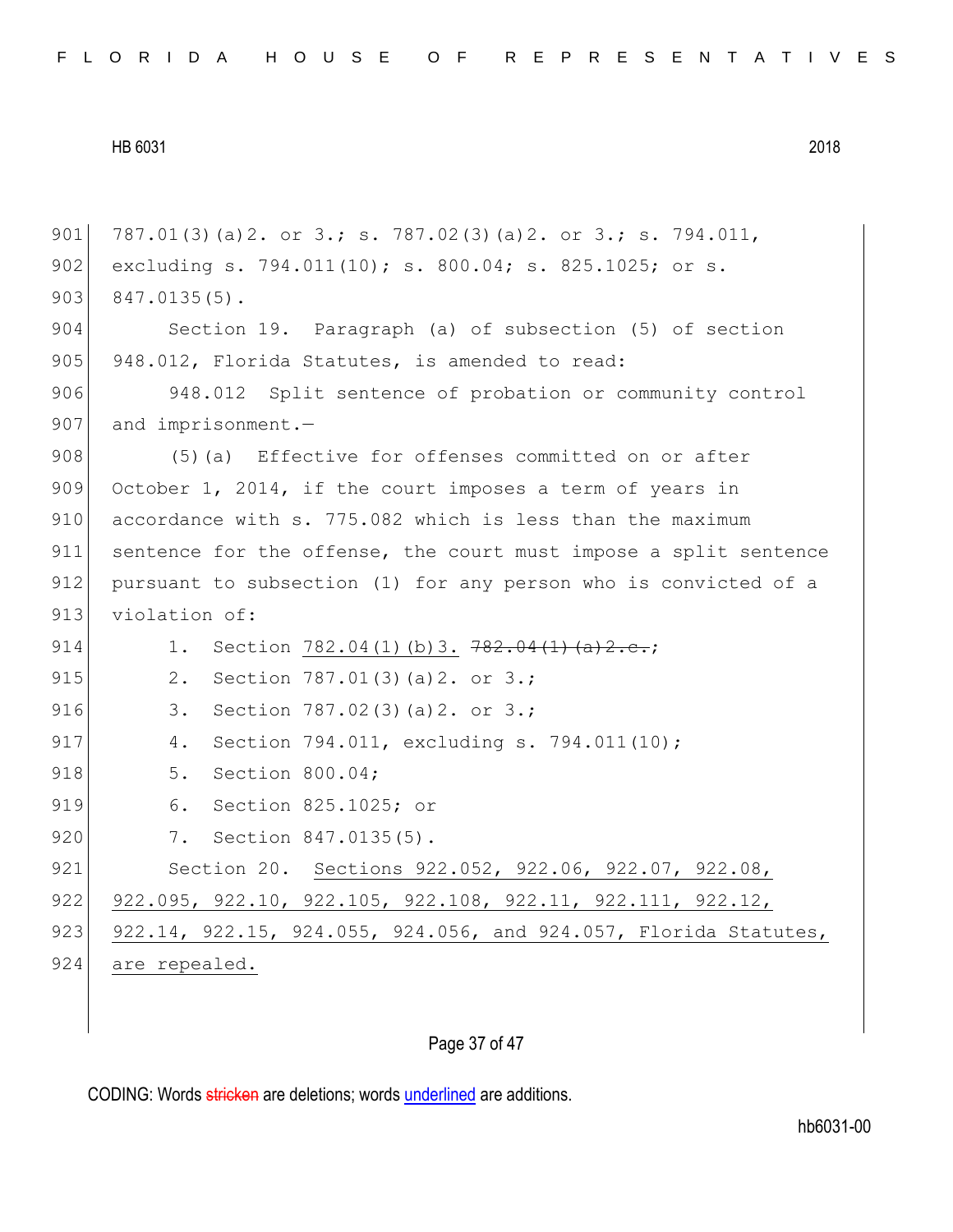787.01(3)(a)2. or 3.; s. 787.02(3)(a)2. or 3.; s. 794.011, excluding s. 794.011(10); s. 800.04; s. 825.1025; or s. 847.0135(5).

Section 19. Paragraph (a) of subsection (5) of section 948.012, Florida Statutes, is amended to read:

948.012 Split sentence of probation or community control and imprisonment.—

(5)(a) Effective for offenses committed on or after October 1, 2014, if the court imposes a term of years in accordance with s. 775.082 which is less than the maximum sentence for the offense, the court must impose a split sentence pursuant to subsection (1) for any person who is convicted of a violation of:

1. Section <u>782.04(1)(b)3.</u> ~~782.04(1)(a)2.c.~~;
2. Section 787.01(3)(a)2. or 3.;
3. Section 787.02(3)(a)2. or 3.;
4. Section 794.011, excluding s. 794.011(10);
5. Section 800.04;
6. Section 825.1025; or
7. Section 847.0135(5).

Section 20. <u>Sections 922.052, 922.06, 922.07, 922.08, 922.095, 922.10, 922.105, 922.108, 922.11, 922.111, 922.12, 922.14, 922.15, 924.055, 924.056, and 924.057, Florida Statutes, are repealed.</u>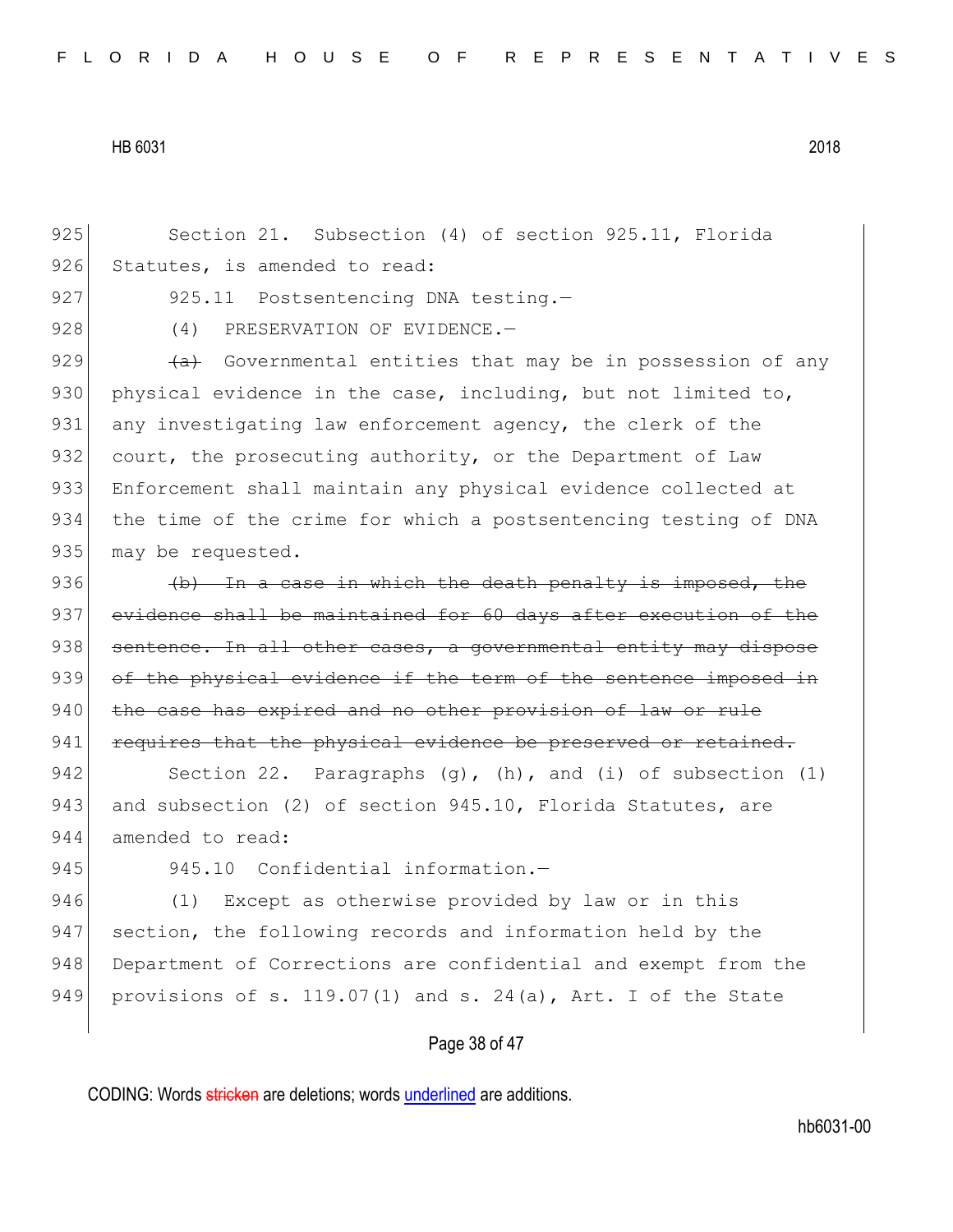Section 21. Subsection (4) of section 925.11, Florida Statutes, is amended to read:

925.11 Postsentencing DNA testing.—

(4) PRESERVATION OF EVIDENCE.—

~~(a)~~ Governmental entities that may be in possession of any physical evidence in the case, including, but not limited to, any investigating law enforcement agency, the clerk of the court, the prosecuting authority, or the Department of Law Enforcement shall maintain any physical evidence collected at the time of the crime for which a postsentencing testing of DNA may be requested.

~~(b) In a case in which the death penalty is imposed, the evidence shall be maintained for 60 days after execution of the sentence. In all other cases, a governmental entity may dispose of the physical evidence if the term of the sentence imposed in the case has expired and no other provision of law or rule requires that the physical evidence be preserved or retained.~~

Section 22. Paragraphs (g), (h), and (i) of subsection (1) and subsection (2) of section 945.10, Florida Statutes, are amended to read:

945.10 Confidential information.—

(1) Except as otherwise provided by law or in this section, the following records and information held by the Department of Corrections are confidential and exempt from the provisions of s. 119.07(1) and s. 24(a), Art. I of the State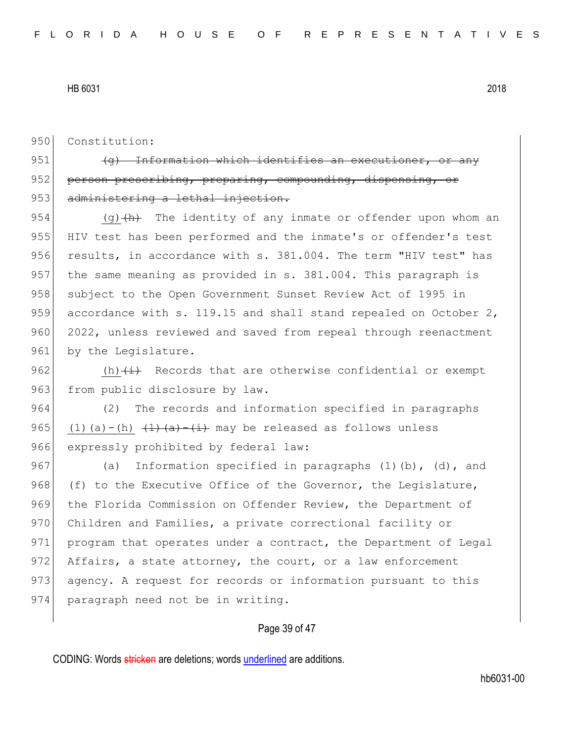950 Constitution:

951 ~~(g) Information which identifies an executioner, or any~~
952 ~~person prescribing, preparing, compounding, dispensing, or~~
953 ~~administering a lethal injection.~~

954 <u>(g)</u>~~(h)~~ The identity of any inmate or offender upon whom an
955 HIV test has been performed and the inmate's or offender's test
956 results, in accordance with s. 381.004. The term "HIV test" has
957 the same meaning as provided in s. 381.004. This paragraph is
958 subject to the Open Government Sunset Review Act of 1995 in
959 accordance with s. 119.15 and shall stand repealed on October 2,
960 2022, unless reviewed and saved from repeal through reenactment
961 by the Legislature.

962 <u>(h)</u>~~(i)~~ Records that are otherwise confidential or exempt
963 from public disclosure by law.

964 (2) The records and information specified in paragraphs
965 <u>(1)(a)-(h)</u> ~~(1)(a)-(i)~~ may be released as follows unless
966 expressly prohibited by federal law:

967 (a) Information specified in paragraphs (1)(b), (d), and
968 (f) to the Executive Office of the Governor, the Legislature,
969 the Florida Commission on Offender Review, the Department of
970 Children and Families, a private correctional facility or
971 program that operates under a contract, the Department of Legal
972 Affairs, a state attorney, the court, or a law enforcement
973 agency. A request for records or information pursuant to this
974 paragraph need not be in writing.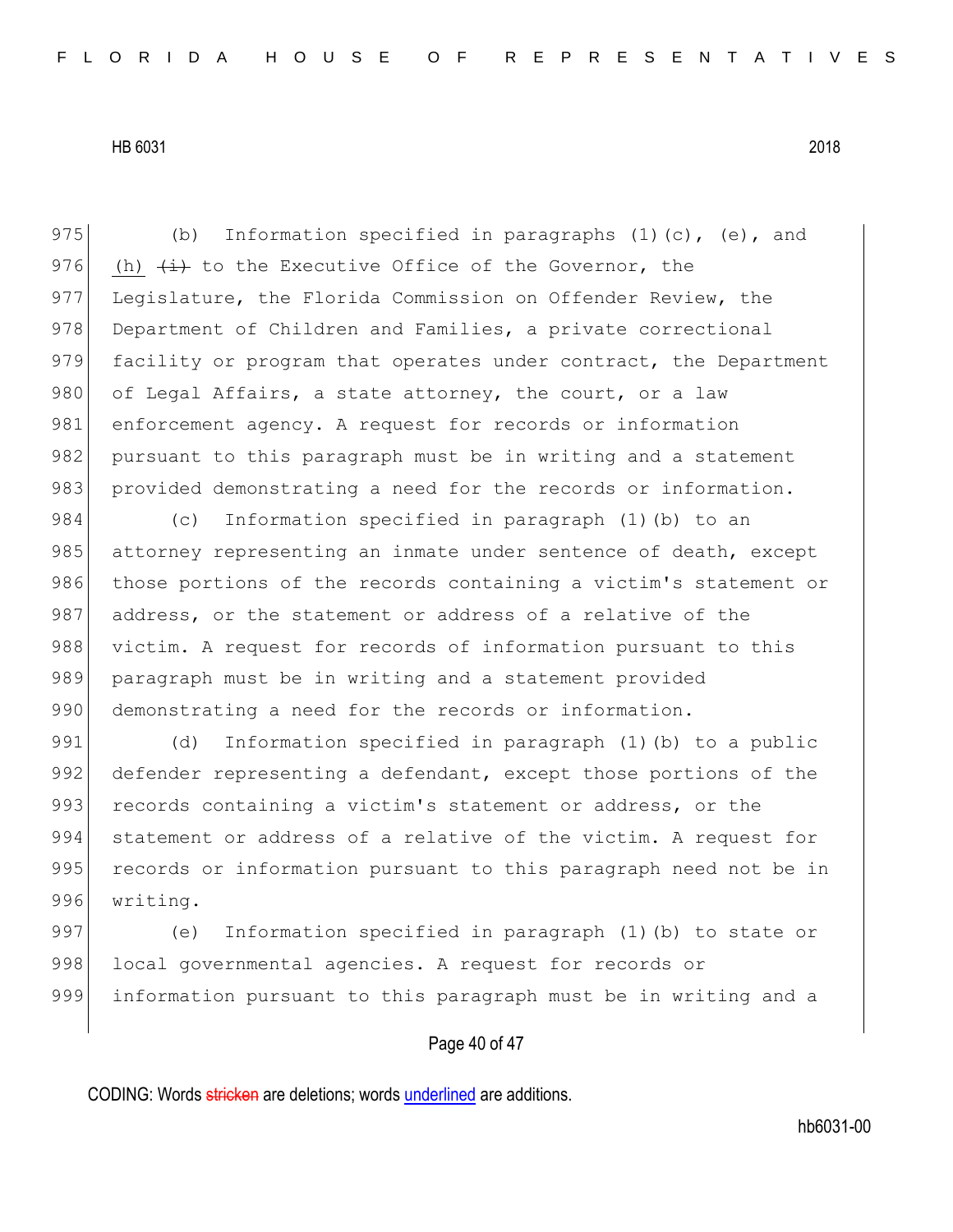(b) Information specified in paragraphs (1)(c), (e), and <u>(h)</u> ~~(i)~~ to the Executive Office of the Governor, the Legislature, the Florida Commission on Offender Review, the Department of Children and Families, a private correctional facility or program that operates under contract, the Department of Legal Affairs, a state attorney, the court, or a law enforcement agency. A request for records or information pursuant to this paragraph must be in writing and a statement provided demonstrating a need for the records or information.

(c) Information specified in paragraph (1)(b) to an attorney representing an inmate under sentence of death, except those portions of the records containing a victim's statement or address, or the statement or address of a relative of the victim. A request for records of information pursuant to this paragraph must be in writing and a statement provided demonstrating a need for the records or information.

(d) Information specified in paragraph (1)(b) to a public defender representing a defendant, except those portions of the records containing a victim's statement or address, or the statement or address of a relative of the victim. A request for records or information pursuant to this paragraph need not be in writing.

(e) Information specified in paragraph (1)(b) to state or local governmental agencies. A request for records or information pursuant to this paragraph must be in writing and a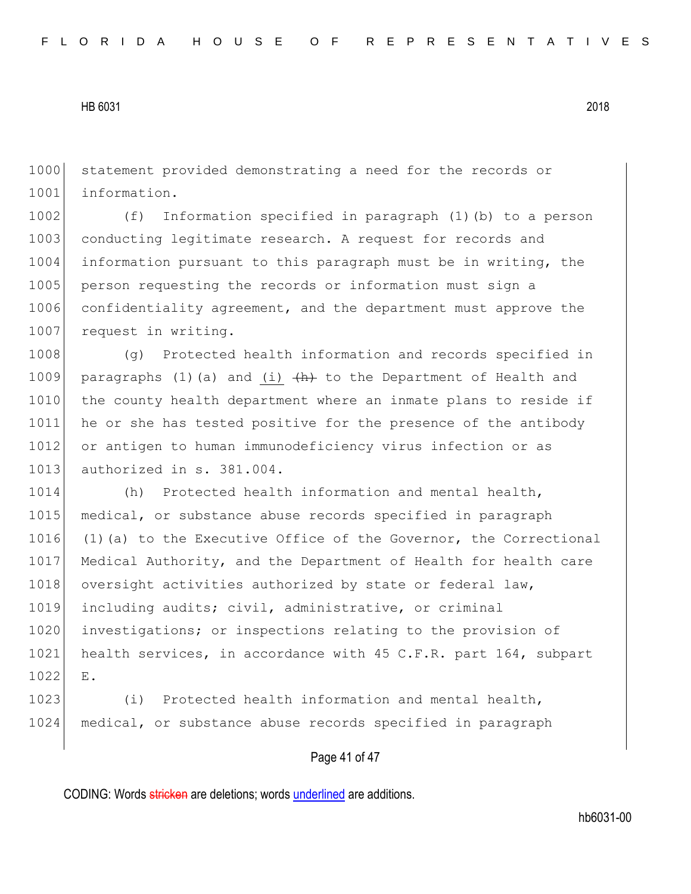statement provided demonstrating a need for the records or information.

(f) Information specified in paragraph (1)(b) to a person conducting legitimate research. A request for records and information pursuant to this paragraph must be in writing, the person requesting the records or information must sign a confidentiality agreement, and the department must approve the request in writing.

(g) Protected health information and records specified in paragraphs (1)(a) and <u>(i)</u> ~~(h)~~ to the Department of Health and the county health department where an inmate plans to reside if he or she has tested positive for the presence of the antibody or antigen to human immunodeficiency virus infection or as authorized in s. 381.004.

(h) Protected health information and mental health, medical, or substance abuse records specified in paragraph (1)(a) to the Executive Office of the Governor, the Correctional Medical Authority, and the Department of Health for health care oversight activities authorized by state or federal law, including audits; civil, administrative, or criminal investigations; or inspections relating to the provision of health services, in accordance with 45 C.F.R. part 164, subpart E.

(i) Protected health information and mental health, medical, or substance abuse records specified in paragraph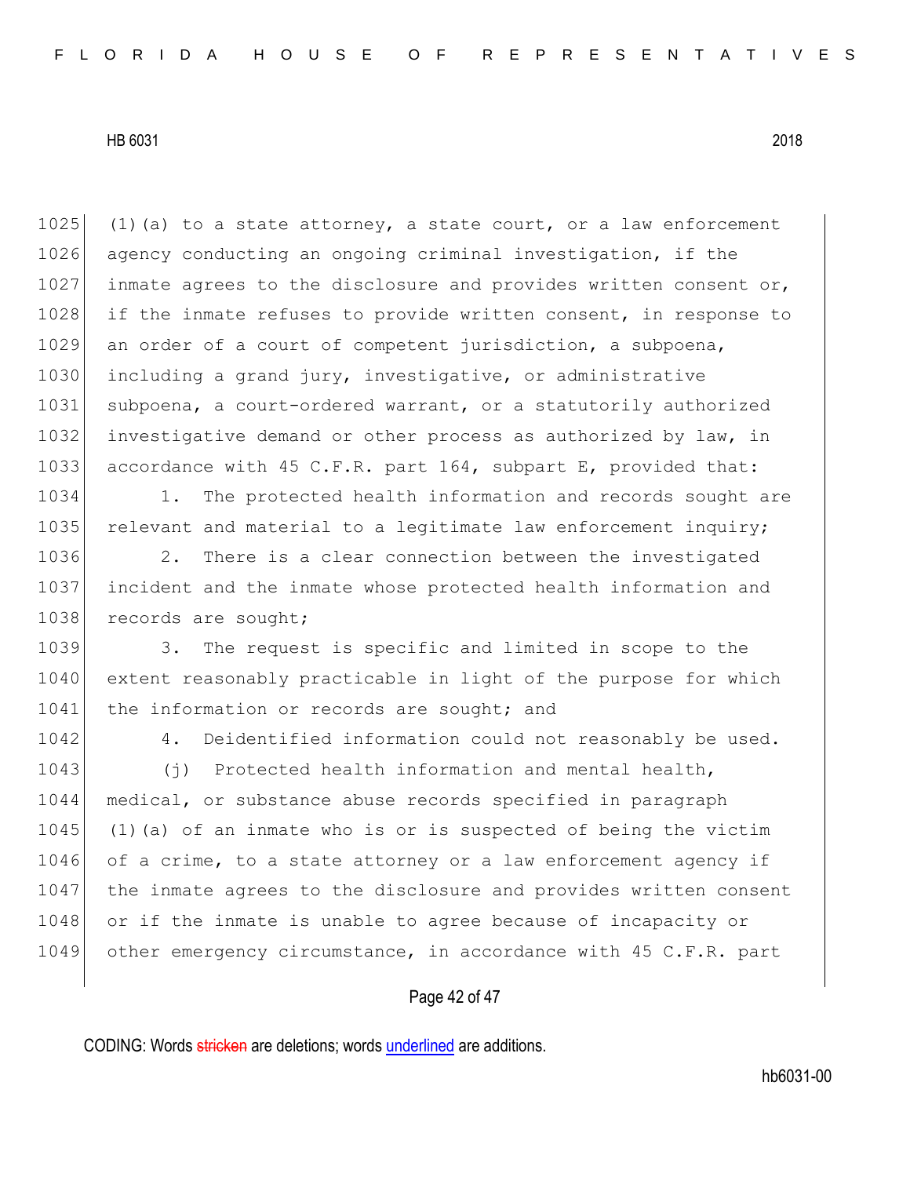(1)(a) to a state attorney, a state court, or a law enforcement agency conducting an ongoing criminal investigation, if the inmate agrees to the disclosure and provides written consent or, if the inmate refuses to provide written consent, in response to an order of a court of competent jurisdiction, a subpoena, including a grand jury, investigative, or administrative subpoena, a court-ordered warrant, or a statutorily authorized investigative demand or other process as authorized by law, in accordance with 45 C.F.R. part 164, subpart E, provided that:

1. The protected health information and records sought are relevant and material to a legitimate law enforcement inquiry;

2. There is a clear connection between the investigated incident and the inmate whose protected health information and records are sought;

3. The request is specific and limited in scope to the extent reasonably practicable in light of the purpose for which the information or records are sought; and

4. Deidentified information could not reasonably be used.

(j) Protected health information and mental health, medical, or substance abuse records specified in paragraph (1)(a) of an inmate who is or is suspected of being the victim of a crime, to a state attorney or a law enforcement agency if the inmate agrees to the disclosure and provides written consent or if the inmate is unable to agree because of incapacity or other emergency circumstance, in accordance with 45 C.F.R. part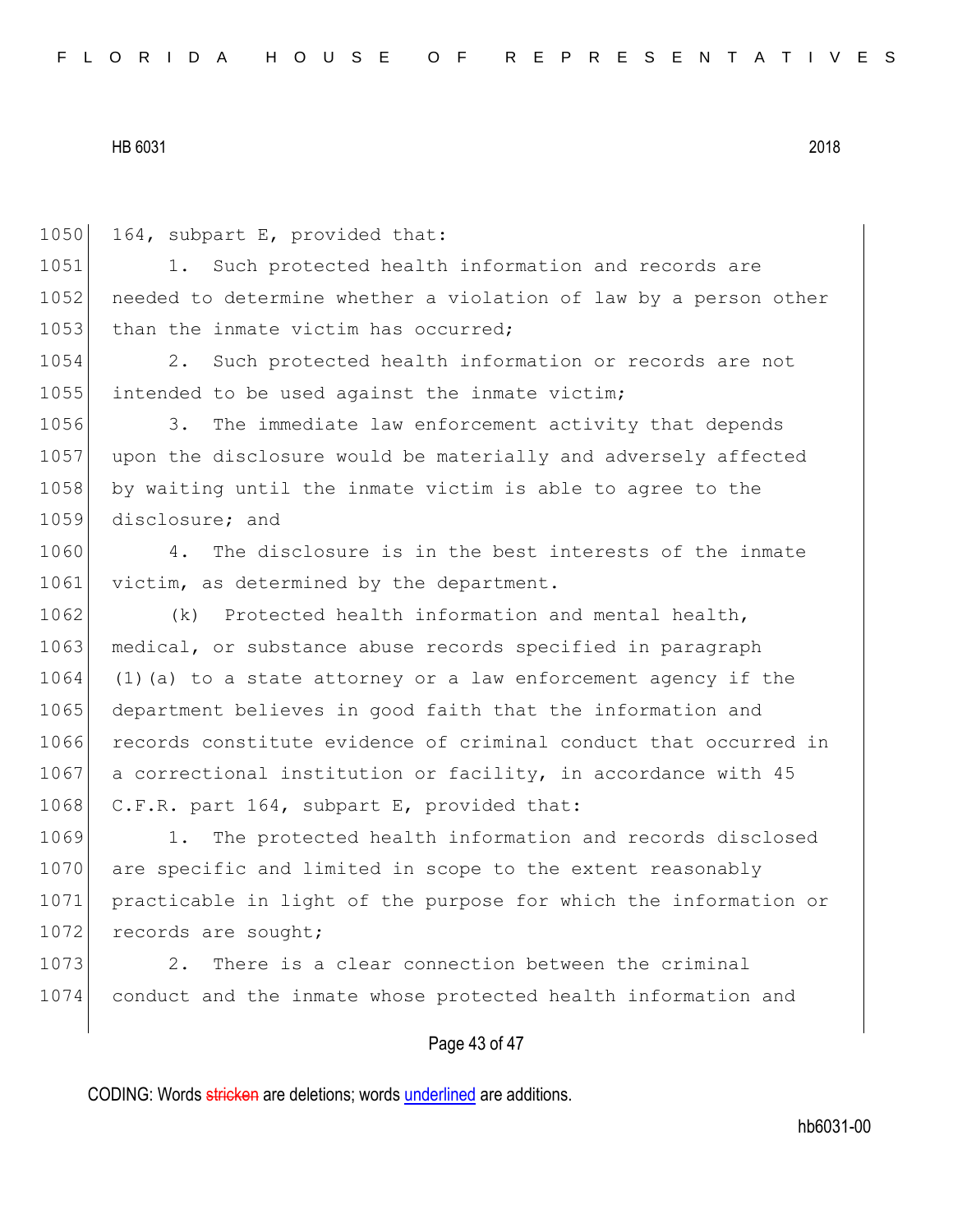164, subpart E, provided that:

1. Such protected health information and records are needed to determine whether a violation of law by a person other than the inmate victim has occurred;

2. Such protected health information or records are not intended to be used against the inmate victim;

3. The immediate law enforcement activity that depends upon the disclosure would be materially and adversely affected by waiting until the inmate victim is able to agree to the disclosure; and

4. The disclosure is in the best interests of the inmate victim, as determined by the department.

(k) Protected health information and mental health, medical, or substance abuse records specified in paragraph (1)(a) to a state attorney or a law enforcement agency if the department believes in good faith that the information and records constitute evidence of criminal conduct that occurred in a correctional institution or facility, in accordance with 45 C.F.R. part 164, subpart E, provided that:

1. The protected health information and records disclosed are specific and limited in scope to the extent reasonably practicable in light of the purpose for which the information or records are sought;

2. There is a clear connection between the criminal conduct and the inmate whose protected health information and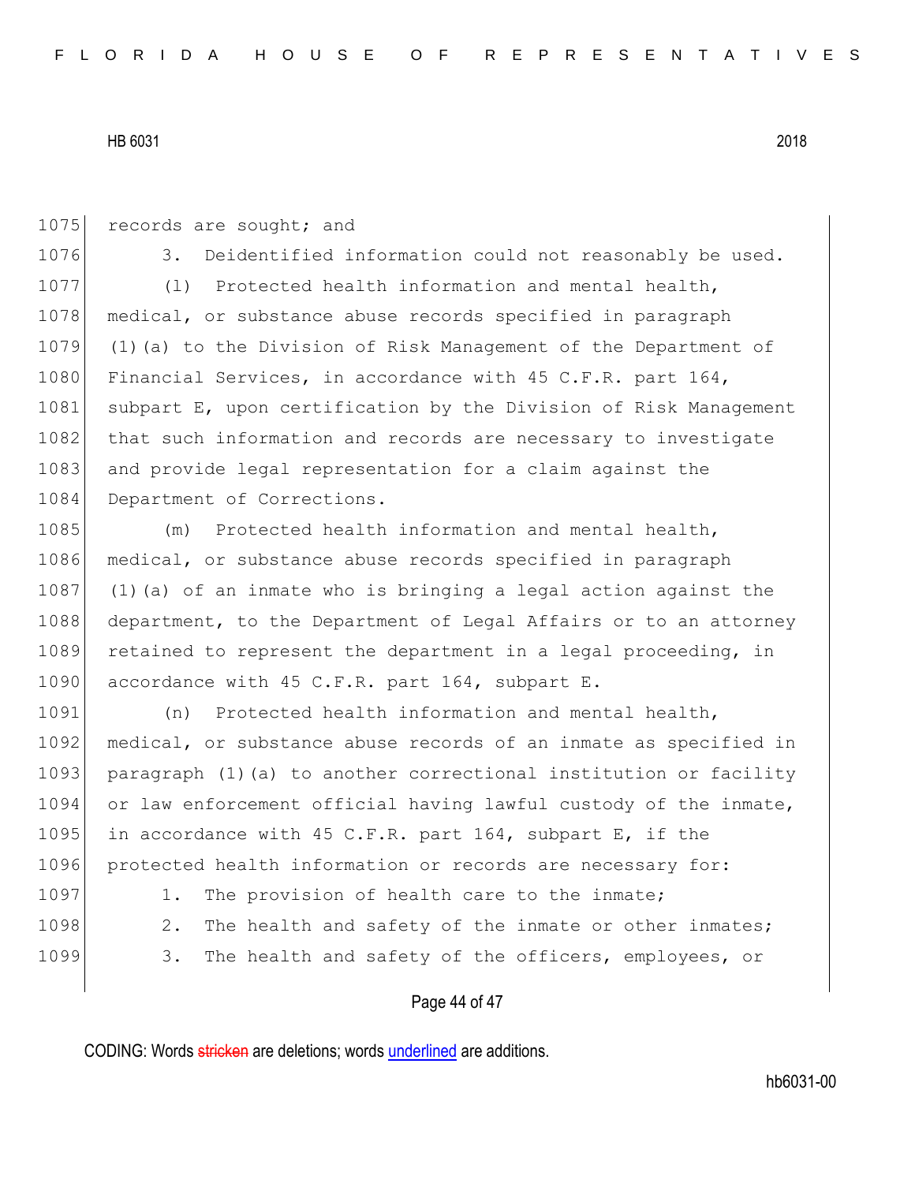records are sought; and

3. Deidentified information could not reasonably be used.

(l) Protected health information and mental health, medical, or substance abuse records specified in paragraph (1)(a) to the Division of Risk Management of the Department of Financial Services, in accordance with 45 C.F.R. part 164, subpart E, upon certification by the Division of Risk Management that such information and records are necessary to investigate and provide legal representation for a claim against the Department of Corrections.

(m) Protected health information and mental health, medical, or substance abuse records specified in paragraph (1)(a) of an inmate who is bringing a legal action against the department, to the Department of Legal Affairs or to an attorney retained to represent the department in a legal proceeding, in accordance with 45 C.F.R. part 164, subpart E.

(n) Protected health information and mental health, medical, or substance abuse records of an inmate as specified in paragraph (1)(a) to another correctional institution or facility or law enforcement official having lawful custody of the inmate, in accordance with 45 C.F.R. part 164, subpart E, if the protected health information or records are necessary for:

1. The provision of health care to the inmate;

2. The health and safety of the inmate or other inmates;

3. The health and safety of the officers, employees, or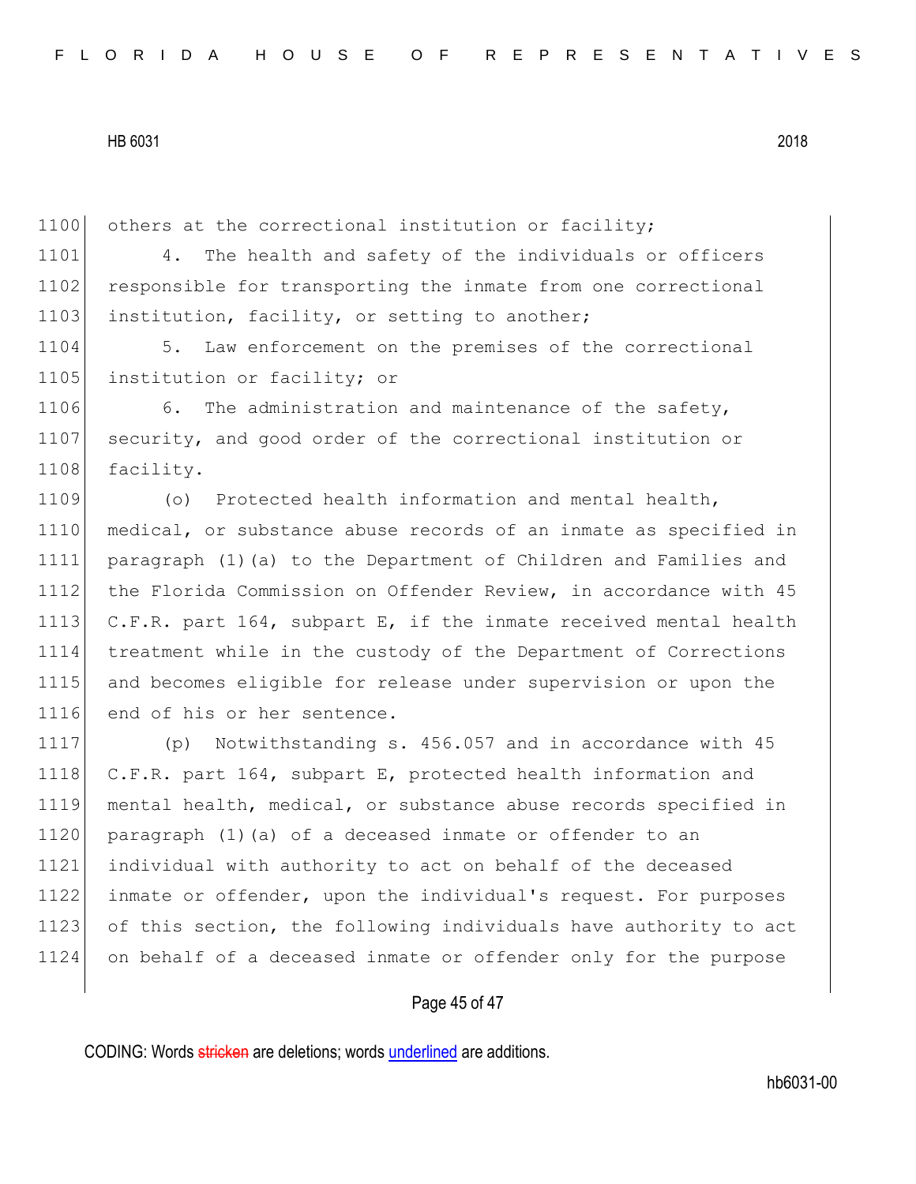others at the correctional institution or facility;

4. The health and safety of the individuals or officers responsible for transporting the inmate from one correctional institution, facility, or setting to another;

5. Law enforcement on the premises of the correctional institution or facility; or

6. The administration and maintenance of the safety, security, and good order of the correctional institution or facility.

(o) Protected health information and mental health, medical, or substance abuse records of an inmate as specified in paragraph (1)(a) to the Department of Children and Families and the Florida Commission on Offender Review, in accordance with 45 C.F.R. part 164, subpart E, if the inmate received mental health treatment while in the custody of the Department of Corrections and becomes eligible for release under supervision or upon the end of his or her sentence.

(p) Notwithstanding s. 456.057 and in accordance with 45 C.F.R. part 164, subpart E, protected health information and mental health, medical, or substance abuse records specified in paragraph (1)(a) of a deceased inmate or offender to an individual with authority to act on behalf of the deceased inmate or offender, upon the individual's request. For purposes of this section, the following individuals have authority to act on behalf of a deceased inmate or offender only for the purpose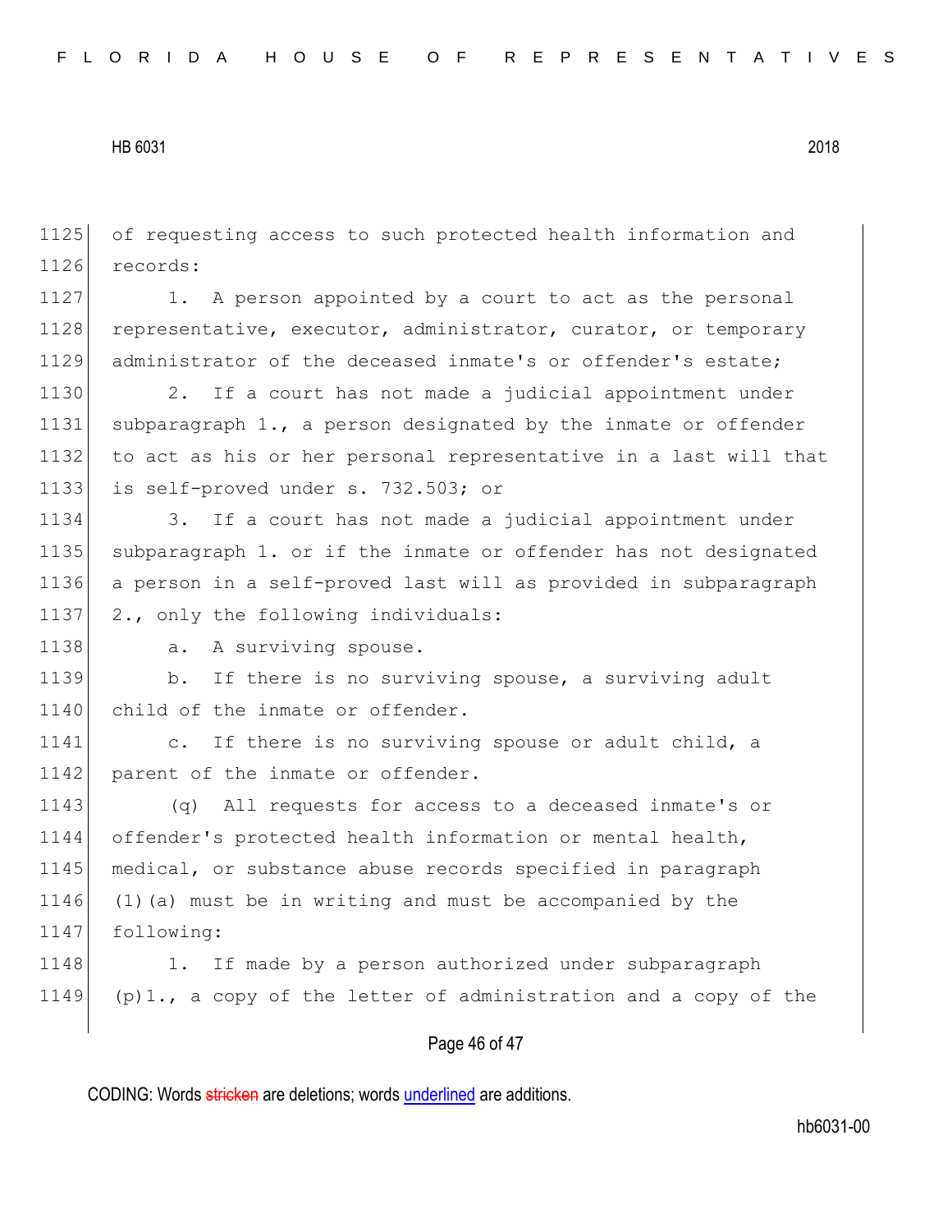of requesting access to such protected health information and records:

1. A person appointed by a court to act as the personal representative, executor, administrator, curator, or temporary administrator of the deceased inmate's or offender's estate;

2. If a court has not made a judicial appointment under subparagraph 1., a person designated by the inmate or offender to act as his or her personal representative in a last will that is self-proved under s. 732.503; or

3. If a court has not made a judicial appointment under subparagraph 1. or if the inmate or offender has not designated a person in a self-proved last will as provided in subparagraph 2., only the following individuals:

a. A surviving spouse.

b. If there is no surviving spouse, a surviving adult child of the inmate or offender.

c. If there is no surviving spouse or adult child, a parent of the inmate or offender.

(q) All requests for access to a deceased inmate's or offender's protected health information or mental health, medical, or substance abuse records specified in paragraph (1)(a) must be in writing and must be accompanied by the following:

1. If made by a person authorized under subparagraph (p)1., a copy of the letter of administration and a copy of the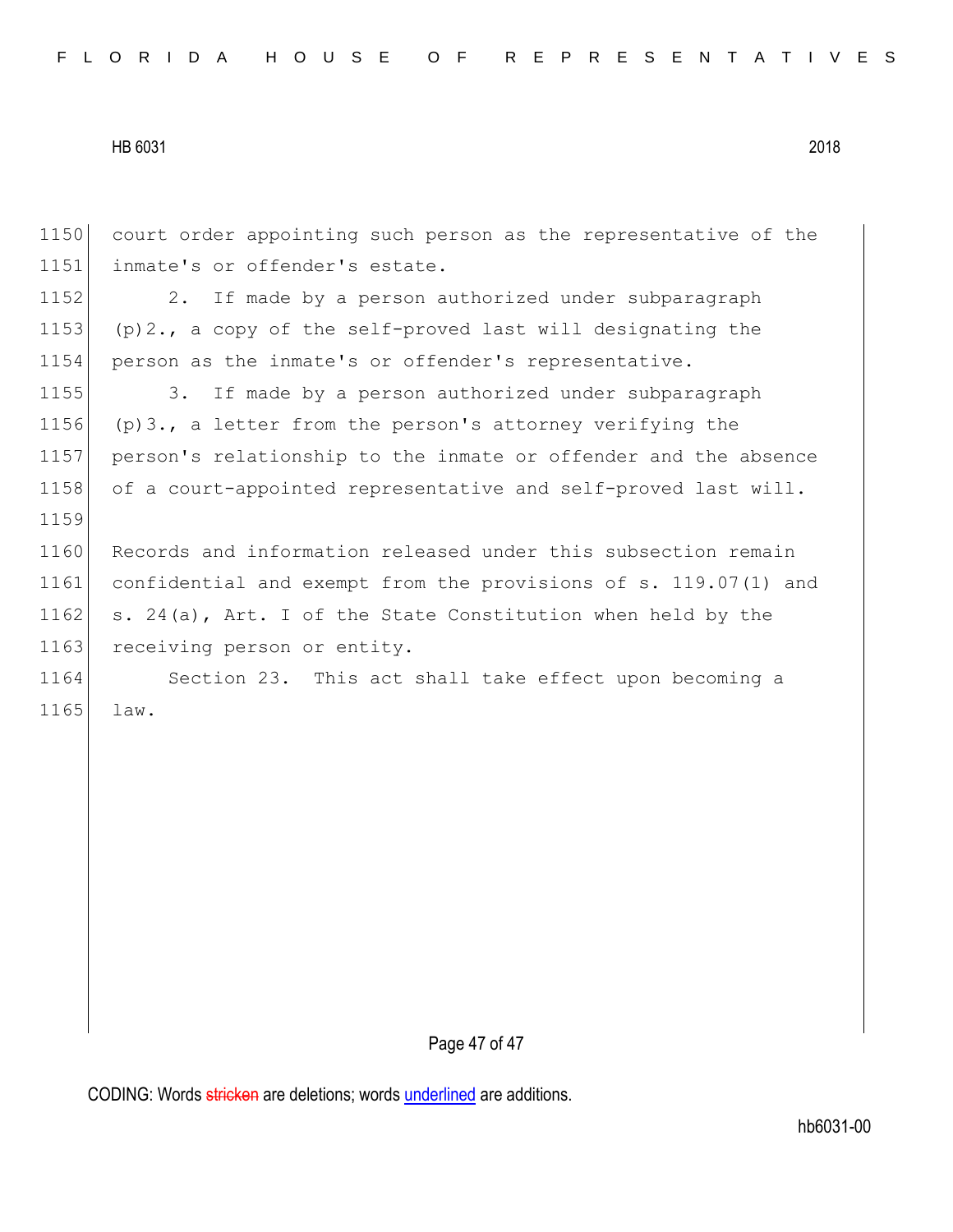court order appointing such person as the representative of the inmate's or offender's estate.

2. If made by a person authorized under subparagraph (p)2., a copy of the self-proved last will designating the person as the inmate's or offender's representative.

3. If made by a person authorized under subparagraph (p)3., a letter from the person's attorney verifying the person's relationship to the inmate or offender and the absence of a court-appointed representative and self-proved last will.

Records and information released under this subsection remain confidential and exempt from the provisions of s. 119.07(1) and s. 24(a), Art. I of the State Constitution when held by the receiving person or entity.

Section 23. This act shall take effect upon becoming a law.

CODING: Words stricken are deletions; words underlined are additions.